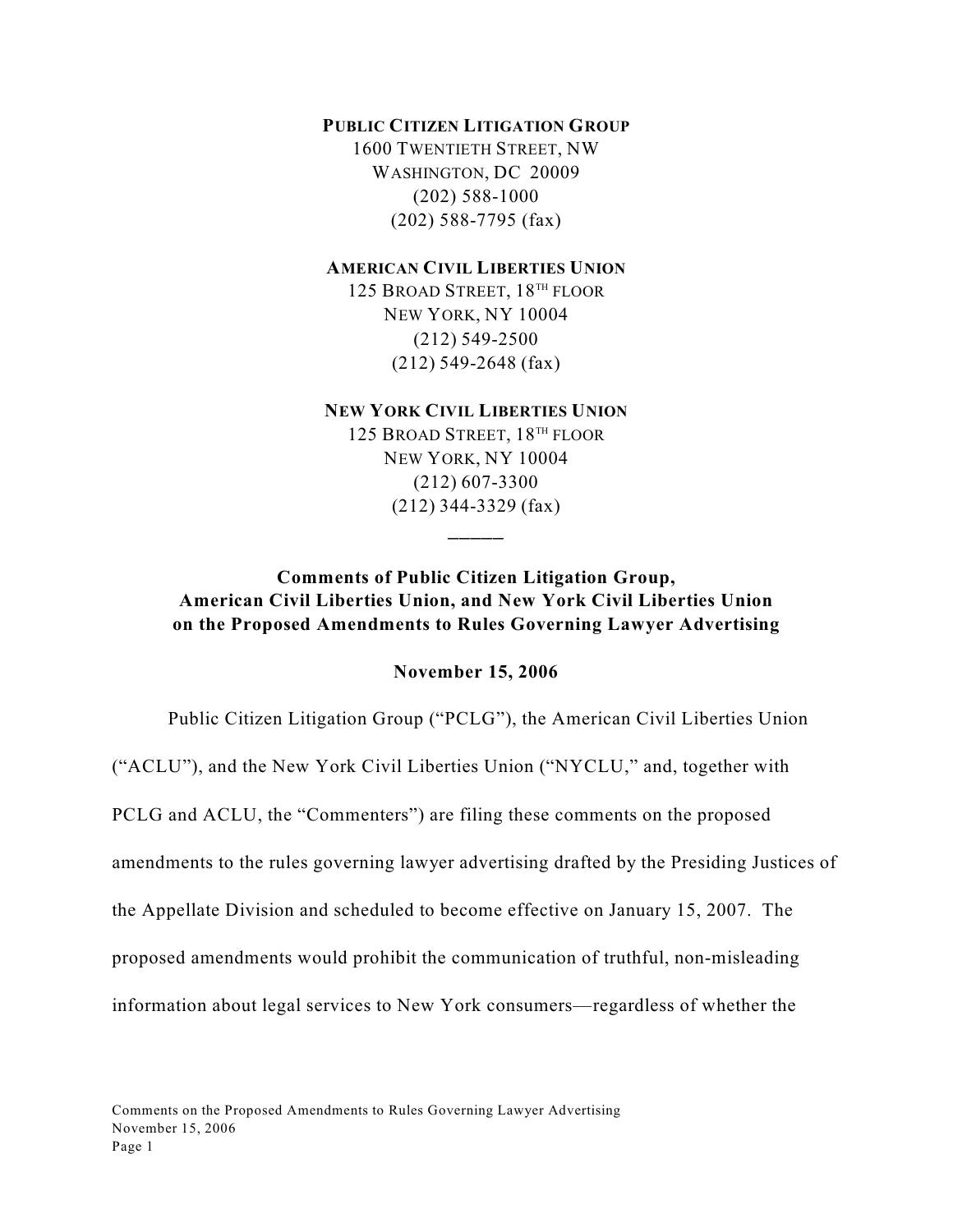**PUBLIC CITIZEN LITIGATION GROUP**
1600 TWENTIETH STREET, NW
WASHINGTON, DC 20009
(202) 588-1000
(202) 588-7795 (fax)

**AMERICAN CIVIL LIBERTIES UNION**
125 BROAD STREET, 18TH FLOOR
NEW YORK, NY 10004
(212) 549-2500
(212) 549-2648 (fax)

**NEW YORK CIVIL LIBERTIES UNION**
125 BROAD STREET, 18TH FLOOR
NEW YORK, NY 10004
(212) 607-3300
(212) 344-3329 (fax)

\_\_\_\_\_

**Comments of Public Citizen Litigation Group, American Civil Liberties Union, and New York Civil Liberties Union on the Proposed Amendments to Rules Governing Lawyer Advertising**

**November 15, 2006**

Public Citizen Litigation Group ("PCLG"), the American Civil Liberties Union ("ACLU"), and the New York Civil Liberties Union ("NYCLU," and, together with PCLG and ACLU, the "Commenters") are filing these comments on the proposed amendments to the rules governing lawyer advertising drafted by the Presiding Justices of the Appellate Division and scheduled to become effective on January 15, 2007. The proposed amendments would prohibit the communication of truthful, non-misleading information about legal services to New York consumers—regardless of whether the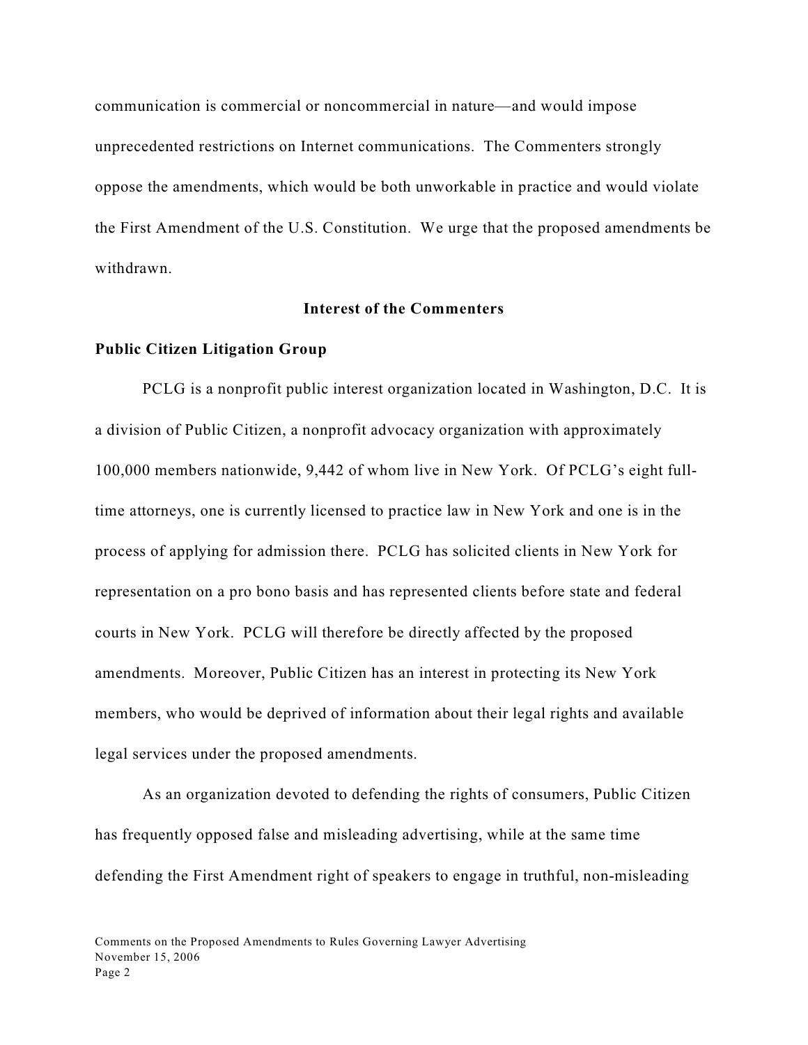communication is commercial or noncommercial in nature—and would impose unprecedented restrictions on Internet communications. The Commenters strongly oppose the amendments, which would be both unworkable in practice and would violate the First Amendment of the U.S. Constitution. We urge that the proposed amendments be withdrawn.

## Interest of the Commenters

### Public Citizen Litigation Group

PCLG is a nonprofit public interest organization located in Washington, D.C. It is a division of Public Citizen, a nonprofit advocacy organization with approximately 100,000 members nationwide, 9,442 of whom live in New York. Of PCLG's eight full-time attorneys, one is currently licensed to practice law in New York and one is in the process of applying for admission there. PCLG has solicited clients in New York for representation on a pro bono basis and has represented clients before state and federal courts in New York. PCLG will therefore be directly affected by the proposed amendments. Moreover, Public Citizen has an interest in protecting its New York members, who would be deprived of information about their legal rights and available legal services under the proposed amendments.

As an organization devoted to defending the rights of consumers, Public Citizen has frequently opposed false and misleading advertising, while at the same time defending the First Amendment right of speakers to engage in truthful, non-misleading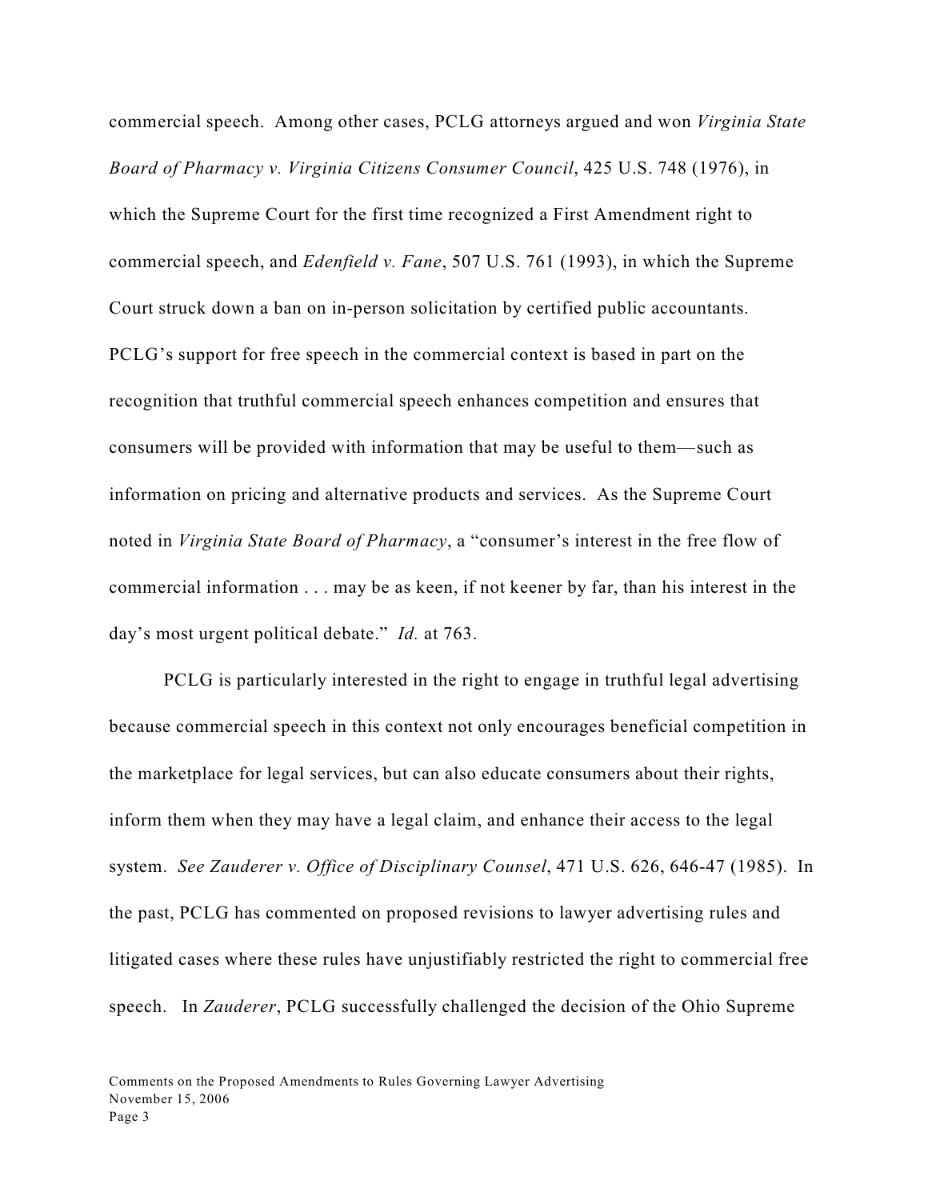commercial speech. Among other cases, PCLG attorneys argued and won *Virginia State Board of Pharmacy v. Virginia Citizens Consumer Council*, 425 U.S. 748 (1976), in which the Supreme Court for the first time recognized a First Amendment right to commercial speech, and *Edenfield v. Fane*, 507 U.S. 761 (1993), in which the Supreme Court struck down a ban on in-person solicitation by certified public accountants. PCLG's support for free speech in the commercial context is based in part on the recognition that truthful commercial speech enhances competition and ensures that consumers will be provided with information that may be useful to them—such as information on pricing and alternative products and services. As the Supreme Court noted in *Virginia State Board of Pharmacy*, a "consumer's interest in the free flow of commercial information . . . may be as keen, if not keener by far, than his interest in the day's most urgent political debate." *Id.* at 763.

PCLG is particularly interested in the right to engage in truthful legal advertising because commercial speech in this context not only encourages beneficial competition in the marketplace for legal services, but can also educate consumers about their rights, inform them when they may have a legal claim, and enhance their access to the legal system. *See Zauderer v. Office of Disciplinary Counsel*, 471 U.S. 626, 646-47 (1985). In the past, PCLG has commented on proposed revisions to lawyer advertising rules and litigated cases where these rules have unjustifiably restricted the right to commercial free speech. In *Zauderer*, PCLG successfully challenged the decision of the Ohio Supreme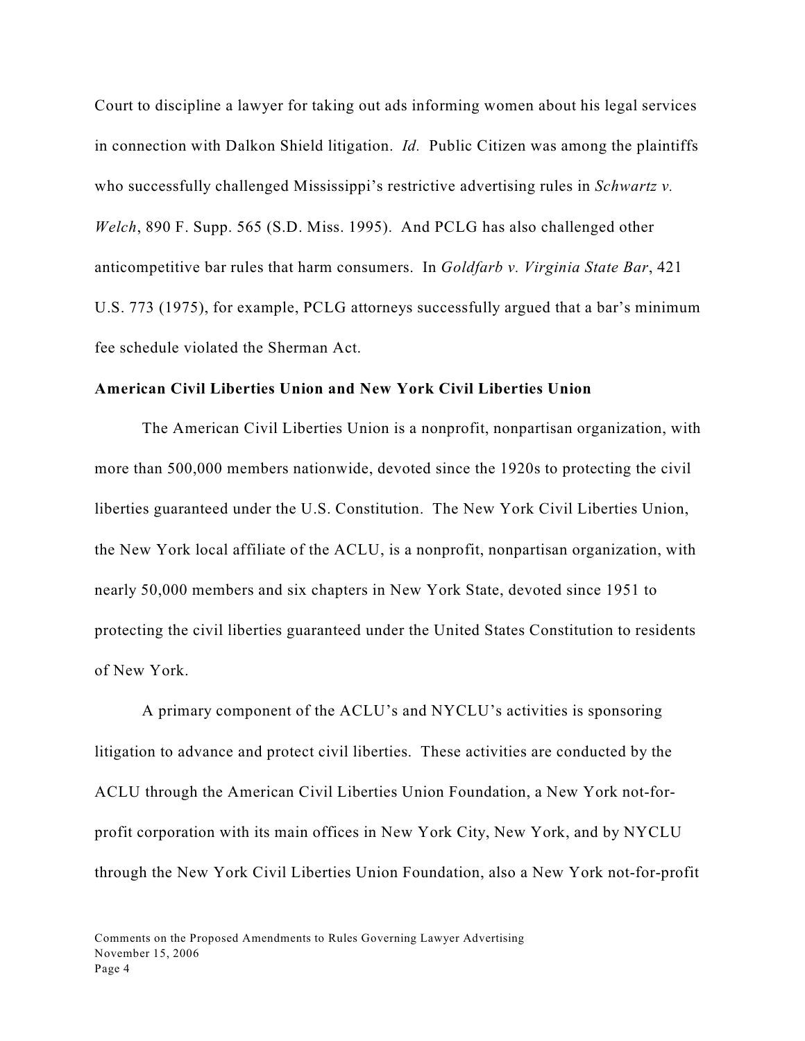Court to discipline a lawyer for taking out ads informing women about his legal services in connection with Dalkon Shield litigation. *Id.* Public Citizen was among the plaintiffs who successfully challenged Mississippi's restrictive advertising rules in *Schwartz v. Welch*, 890 F. Supp. 565 (S.D. Miss. 1995). And PCLG has also challenged other anticompetitive bar rules that harm consumers. In *Goldfarb v. Virginia State Bar*, 421 U.S. 773 (1975), for example, PCLG attorneys successfully argued that a bar's minimum fee schedule violated the Sherman Act.

**American Civil Liberties Union and New York Civil Liberties Union**

The American Civil Liberties Union is a nonprofit, nonpartisan organization, with more than 500,000 members nationwide, devoted since the 1920s to protecting the civil liberties guaranteed under the U.S. Constitution. The New York Civil Liberties Union, the New York local affiliate of the ACLU, is a nonprofit, nonpartisan organization, with nearly 50,000 members and six chapters in New York State, devoted since 1951 to protecting the civil liberties guaranteed under the United States Constitution to residents of New York.

A primary component of the ACLU's and NYCLU's activities is sponsoring litigation to advance and protect civil liberties. These activities are conducted by the ACLU through the American Civil Liberties Union Foundation, a New York not-for-profit corporation with its main offices in New York City, New York, and by NYCLU through the New York Civil Liberties Union Foundation, also a New York not-for-profit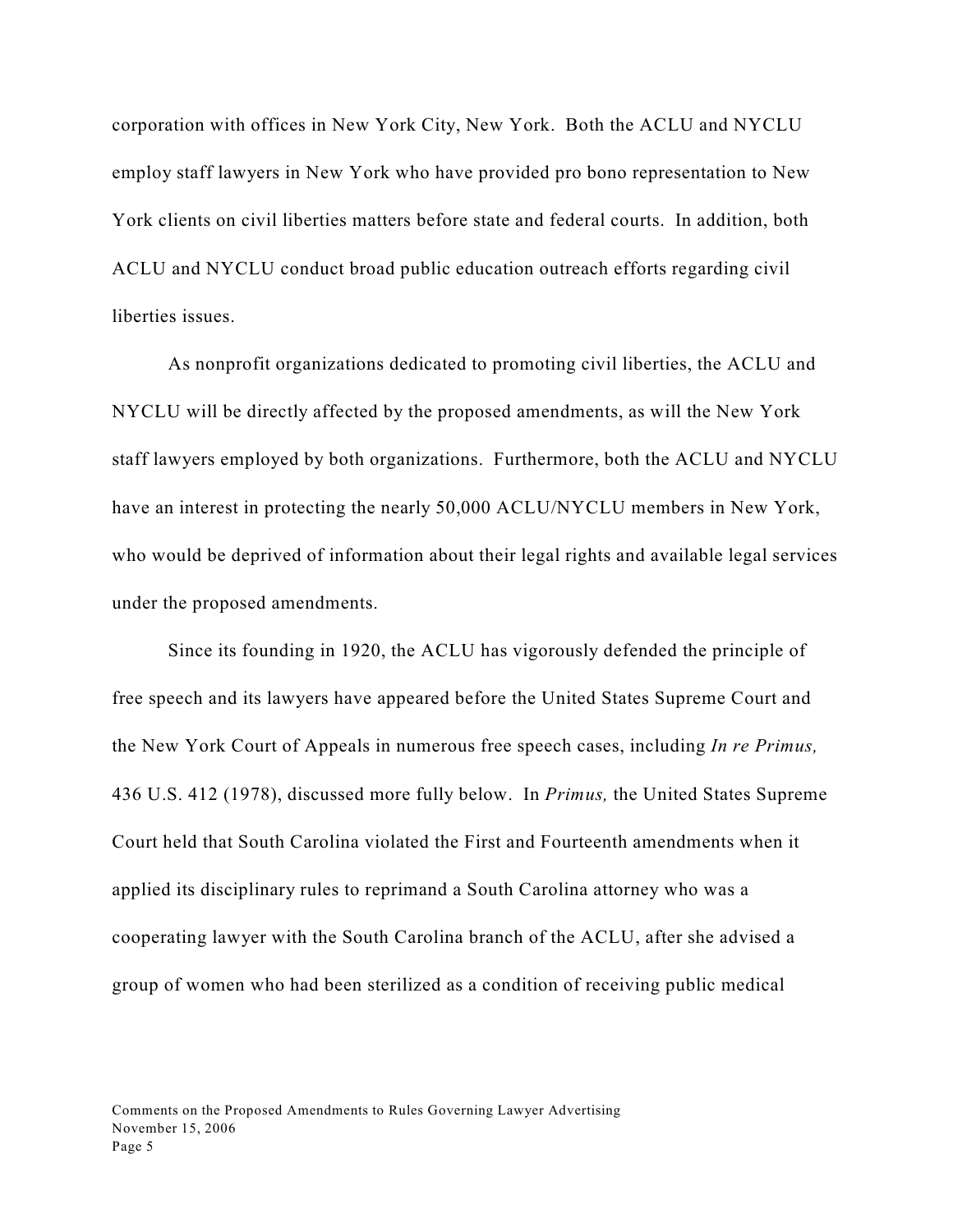corporation with offices in New York City, New York. Both the ACLU and NYCLU employ staff lawyers in New York who have provided pro bono representation to New York clients on civil liberties matters before state and federal courts. In addition, both ACLU and NYCLU conduct broad public education outreach efforts regarding civil liberties issues.

As nonprofit organizations dedicated to promoting civil liberties, the ACLU and NYCLU will be directly affected by the proposed amendments, as will the New York staff lawyers employed by both organizations. Furthermore, both the ACLU and NYCLU have an interest in protecting the nearly 50,000 ACLU/NYCLU members in New York, who would be deprived of information about their legal rights and available legal services under the proposed amendments.

Since its founding in 1920, the ACLU has vigorously defended the principle of free speech and its lawyers have appeared before the United States Supreme Court and the New York Court of Appeals in numerous free speech cases, including *In re Primus,* 436 U.S. 412 (1978), discussed more fully below. In *Primus,* the United States Supreme Court held that South Carolina violated the First and Fourteenth amendments when it applied its disciplinary rules to reprimand a South Carolina attorney who was a cooperating lawyer with the South Carolina branch of the ACLU, after she advised a group of women who had been sterilized as a condition of receiving public medical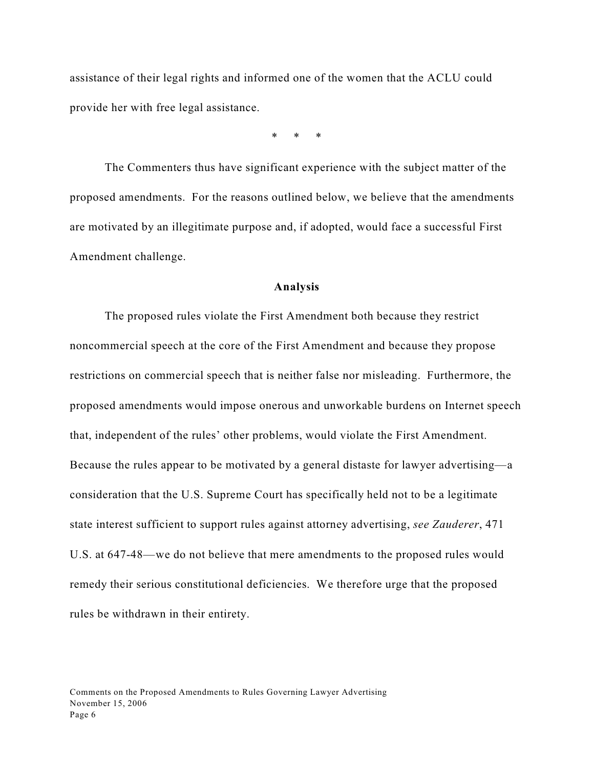assistance of their legal rights and informed one of the women that the ACLU could provide her with free legal assistance.

\* \* \*

The Commenters thus have significant experience with the subject matter of the proposed amendments. For the reasons outlined below, we believe that the amendments are motivated by an illegitimate purpose and, if adopted, would face a successful First Amendment challenge.

**Analysis**

The proposed rules violate the First Amendment both because they restrict noncommercial speech at the core of the First Amendment and because they propose restrictions on commercial speech that is neither false nor misleading. Furthermore, the proposed amendments would impose onerous and unworkable burdens on Internet speech that, independent of the rules' other problems, would violate the First Amendment. Because the rules appear to be motivated by a general distaste for lawyer advertising—a consideration that the U.S. Supreme Court has specifically held not to be a legitimate state interest sufficient to support rules against attorney advertising, *see Zauderer*, 471 U.S. at 647-48—we do not believe that mere amendments to the proposed rules would remedy their serious constitutional deficiencies. We therefore urge that the proposed rules be withdrawn in their entirety.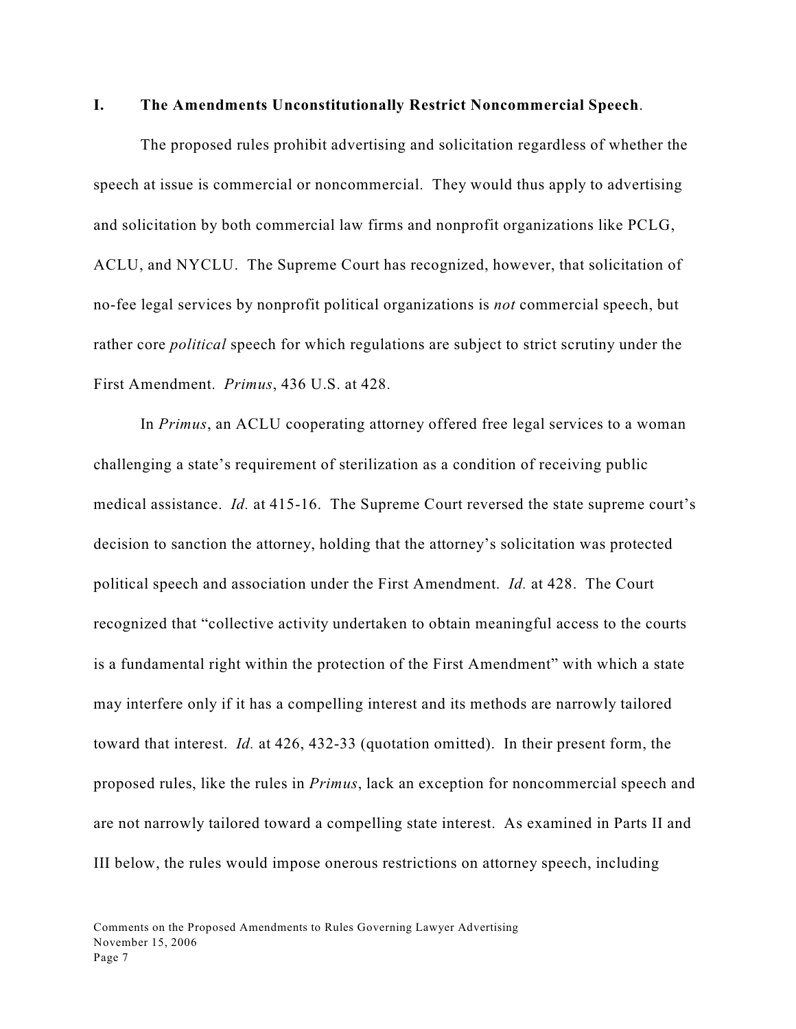## I. The Amendments Unconstitutionally Restrict Noncommercial Speech.

The proposed rules prohibit advertising and solicitation regardless of whether the speech at issue is commercial or noncommercial. They would thus apply to advertising and solicitation by both commercial law firms and nonprofit organizations like PCLG, ACLU, and NYCLU. The Supreme Court has recognized, however, that solicitation of no-fee legal services by nonprofit political organizations is *not* commercial speech, but rather core *political* speech for which regulations are subject to strict scrutiny under the First Amendment. *Primus*, 436 U.S. at 428.

In *Primus*, an ACLU cooperating attorney offered free legal services to a woman challenging a state's requirement of sterilization as a condition of receiving public medical assistance. *Id.* at 415-16. The Supreme Court reversed the state supreme court's decision to sanction the attorney, holding that the attorney's solicitation was protected political speech and association under the First Amendment. *Id.* at 428. The Court recognized that "collective activity undertaken to obtain meaningful access to the courts is a fundamental right within the protection of the First Amendment" with which a state may interfere only if it has a compelling interest and its methods are narrowly tailored toward that interest. *Id.* at 426, 432-33 (quotation omitted). In their present form, the proposed rules, like the rules in *Primus*, lack an exception for noncommercial speech and are not narrowly tailored toward a compelling state interest. As examined in Parts II and III below, the rules would impose onerous restrictions on attorney speech, including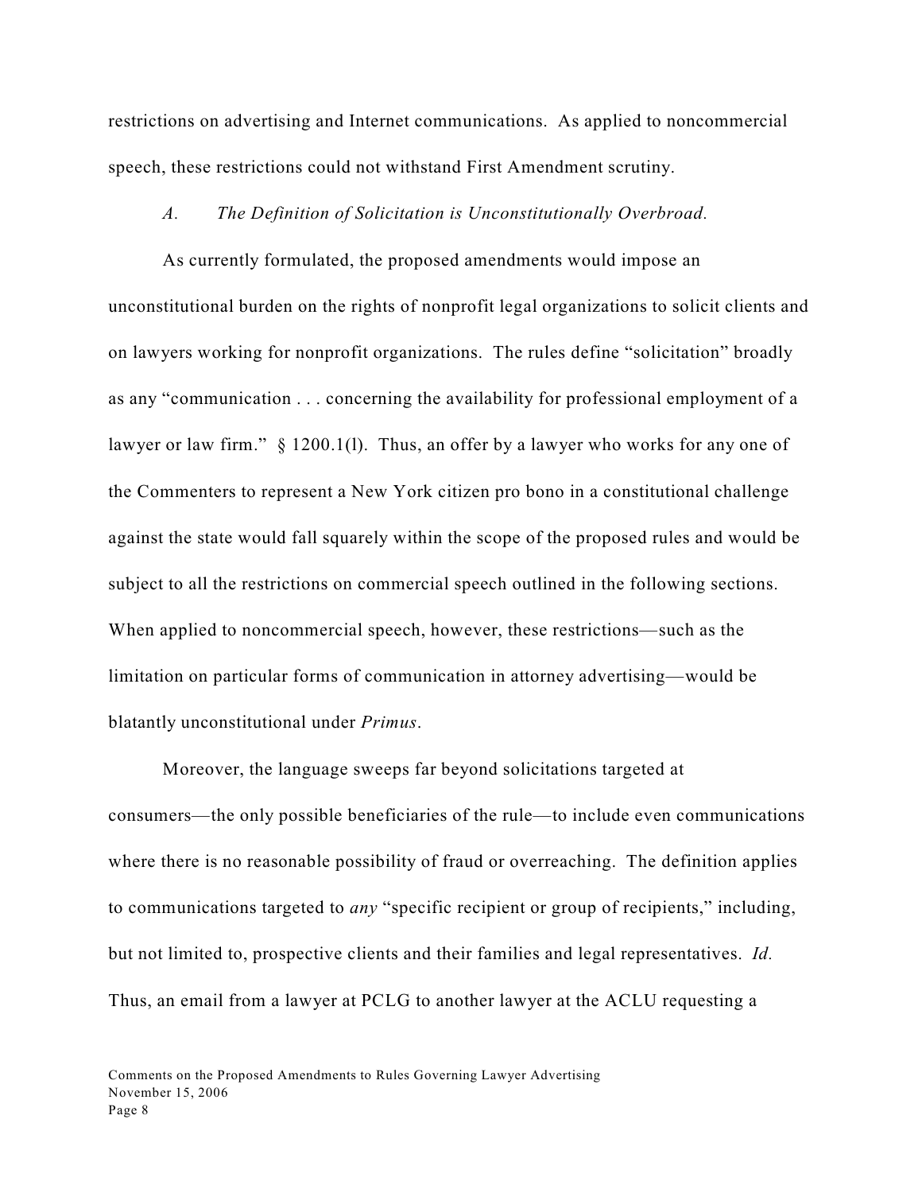restrictions on advertising and Internet communications. As applied to noncommercial speech, these restrictions could not withstand First Amendment scrutiny.

*A. The Definition of Solicitation is Unconstitutionally Overbroad.*

As currently formulated, the proposed amendments would impose an unconstitutional burden on the rights of nonprofit legal organizations to solicit clients and on lawyers working for nonprofit organizations. The rules define "solicitation" broadly as any "communication . . . concerning the availability for professional employment of a lawyer or law firm." § 1200.1(l). Thus, an offer by a lawyer who works for any one of the Commenters to represent a New York citizen pro bono in a constitutional challenge against the state would fall squarely within the scope of the proposed rules and would be subject to all the restrictions on commercial speech outlined in the following sections. When applied to noncommercial speech, however, these restrictions—such as the limitation on particular forms of communication in attorney advertising—would be blatantly unconstitutional under *Primus*.

Moreover, the language sweeps far beyond solicitations targeted at consumers—the only possible beneficiaries of the rule—to include even communications where there is no reasonable possibility of fraud or overreaching. The definition applies to communications targeted to *any* "specific recipient or group of recipients," including, but not limited to, prospective clients and their families and legal representatives. *Id.* Thus, an email from a lawyer at PCLG to another lawyer at the ACLU requesting a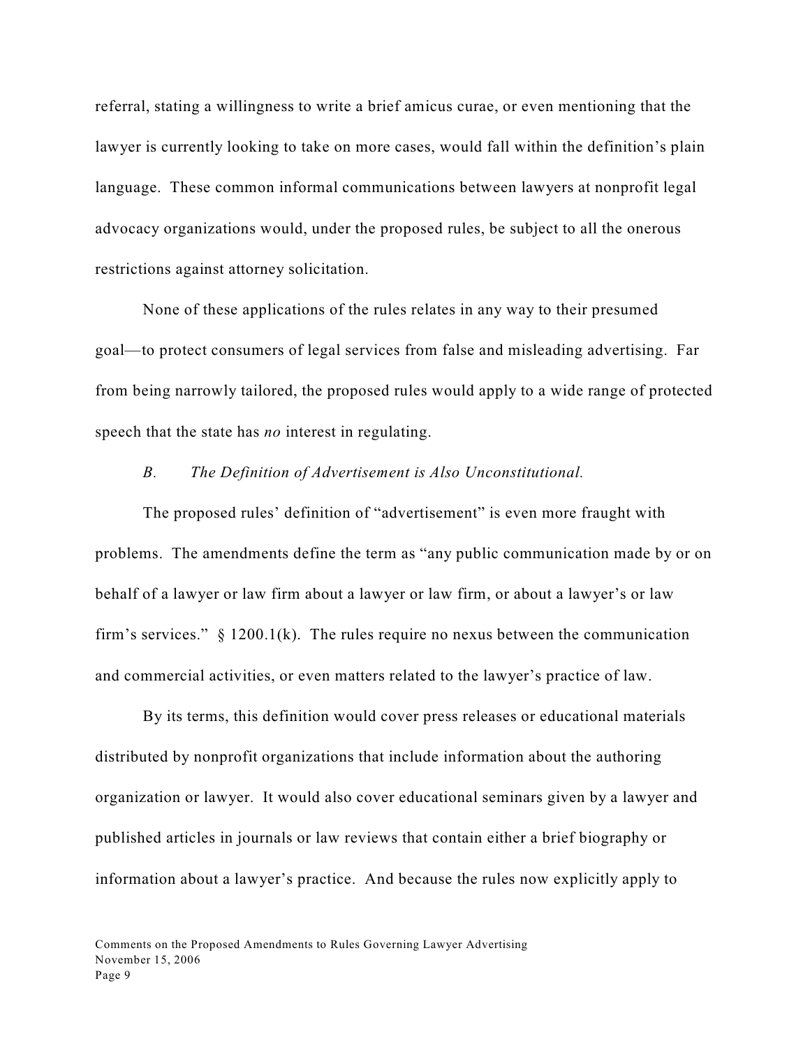referral, stating a willingness to write a brief amicus curae, or even mentioning that the lawyer is currently looking to take on more cases, would fall within the definition's plain language. These common informal communications between lawyers at nonprofit legal advocacy organizations would, under the proposed rules, be subject to all the onerous restrictions against attorney solicitation.

None of these applications of the rules relates in any way to their presumed goal—to protect consumers of legal services from false and misleading advertising. Far from being narrowly tailored, the proposed rules would apply to a wide range of protected speech that the state has *no* interest in regulating.

### *B. The Definition of Advertisement is Also Unconstitutional.*

The proposed rules' definition of "advertisement" is even more fraught with problems. The amendments define the term as "any public communication made by or on behalf of a lawyer or law firm about a lawyer or law firm, or about a lawyer's or law firm's services." § 1200.1(k). The rules require no nexus between the communication and commercial activities, or even matters related to the lawyer's practice of law.

By its terms, this definition would cover press releases or educational materials distributed by nonprofit organizations that include information about the authoring organization or lawyer. It would also cover educational seminars given by a lawyer and published articles in journals or law reviews that contain either a brief biography or information about a lawyer's practice. And because the rules now explicitly apply to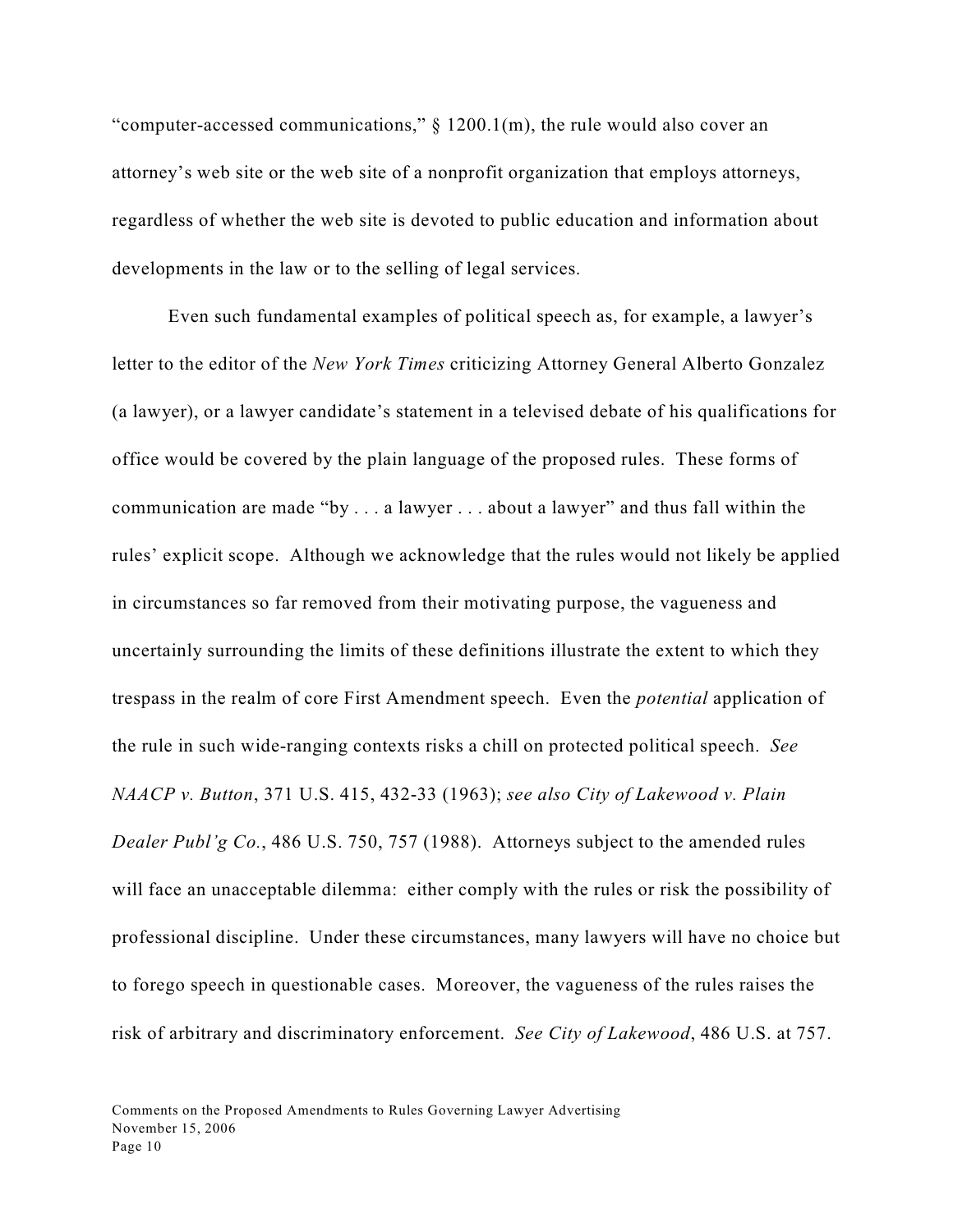"computer-accessed communications," § 1200.1(m), the rule would also cover an attorney's web site or the web site of a nonprofit organization that employs attorneys, regardless of whether the web site is devoted to public education and information about developments in the law or to the selling of legal services.

Even such fundamental examples of political speech as, for example, a lawyer's letter to the editor of the *New York Times* criticizing Attorney General Alberto Gonzalez (a lawyer), or a lawyer candidate's statement in a televised debate of his qualifications for office would be covered by the plain language of the proposed rules. These forms of communication are made "by . . . a lawyer . . . about a lawyer" and thus fall within the rules' explicit scope. Although we acknowledge that the rules would not likely be applied in circumstances so far removed from their motivating purpose, the vagueness and uncertainly surrounding the limits of these definitions illustrate the extent to which they trespass in the realm of core First Amendment speech. Even the *potential* application of the rule in such wide-ranging contexts risks a chill on protected political speech. *See NAACP v. Button*, 371 U.S. 415, 432-33 (1963); *see also City of Lakewood v. Plain Dealer Publ'g Co.*, 486 U.S. 750, 757 (1988). Attorneys subject to the amended rules will face an unacceptable dilemma: either comply with the rules or risk the possibility of professional discipline. Under these circumstances, many lawyers will have no choice but to forego speech in questionable cases. Moreover, the vagueness of the rules raises the risk of arbitrary and discriminatory enforcement. *See City of Lakewood*, 486 U.S. at 757.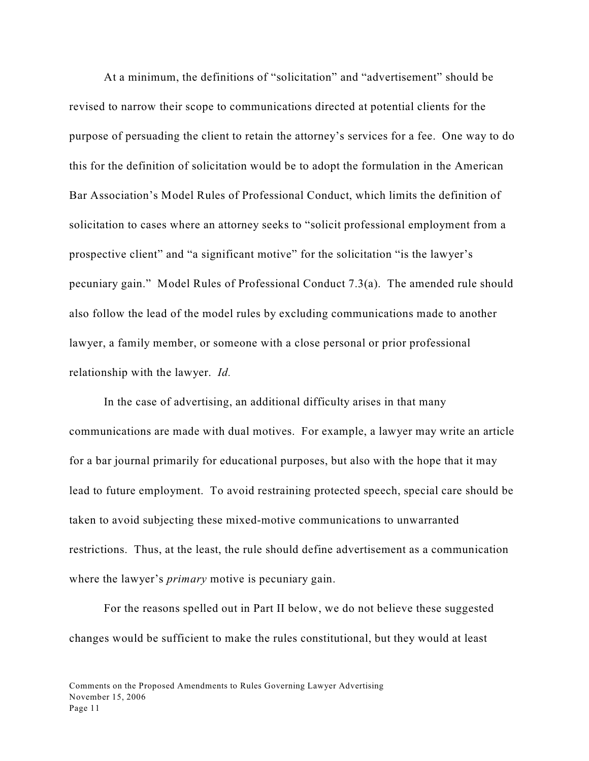At a minimum, the definitions of "solicitation" and "advertisement" should be revised to narrow their scope to communications directed at potential clients for the purpose of persuading the client to retain the attorney's services for a fee. One way to do this for the definition of solicitation would be to adopt the formulation in the American Bar Association's Model Rules of Professional Conduct, which limits the definition of solicitation to cases where an attorney seeks to "solicit professional employment from a prospective client" and "a significant motive" for the solicitation "is the lawyer's pecuniary gain." Model Rules of Professional Conduct 7.3(a). The amended rule should also follow the lead of the model rules by excluding communications made to another lawyer, a family member, or someone with a close personal or prior professional relationship with the lawyer. *Id.*

In the case of advertising, an additional difficulty arises in that many communications are made with dual motives. For example, a lawyer may write an article for a bar journal primarily for educational purposes, but also with the hope that it may lead to future employment. To avoid restraining protected speech, special care should be taken to avoid subjecting these mixed-motive communications to unwarranted restrictions. Thus, at the least, the rule should define advertisement as a communication where the lawyer's *primary* motive is pecuniary gain.

For the reasons spelled out in Part II below, we do not believe these suggested changes would be sufficient to make the rules constitutional, but they would at least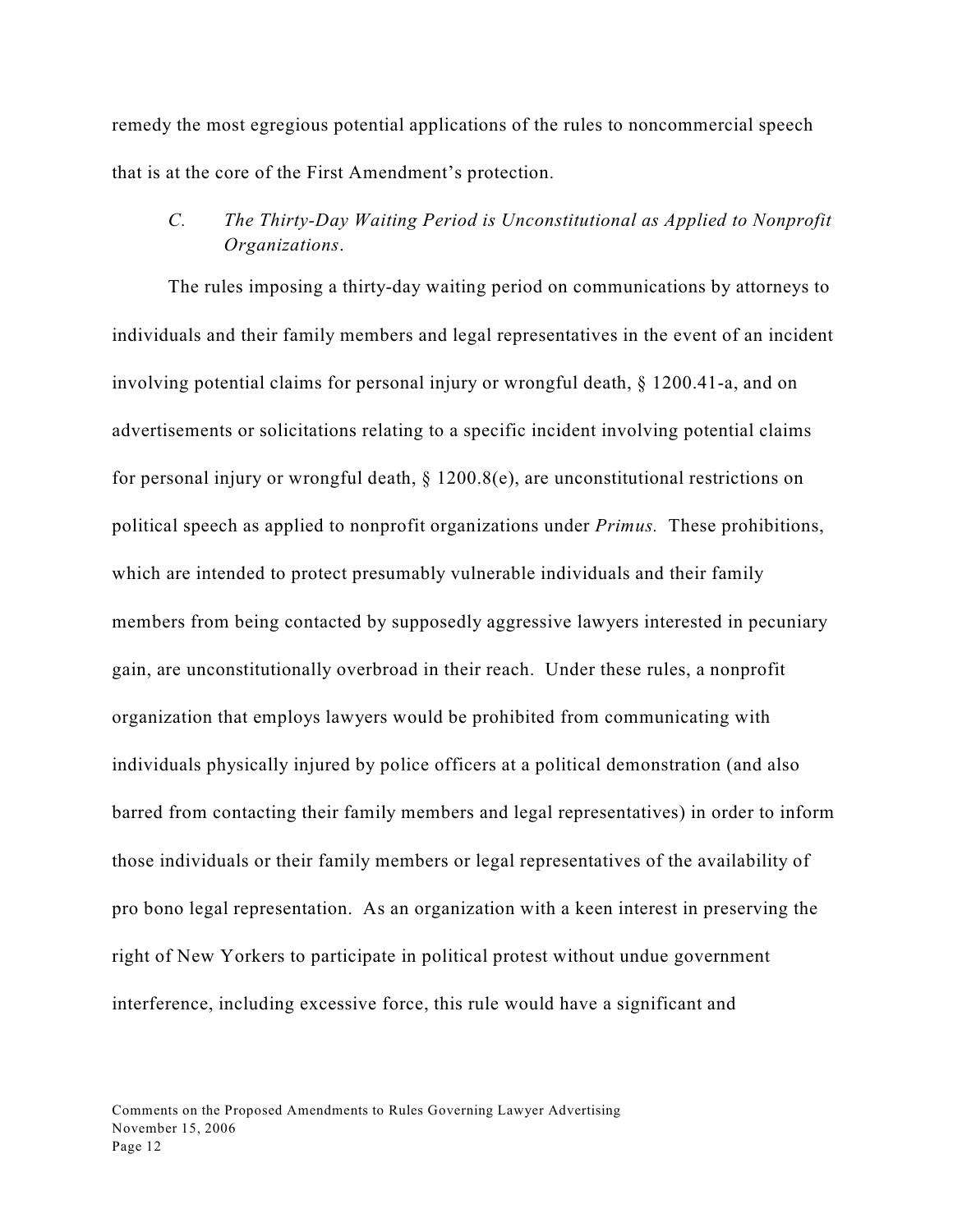remedy the most egregious potential applications of the rules to noncommercial speech that is at the core of the First Amendment's protection.

### *C. The Thirty-Day Waiting Period is Unconstitutional as Applied to Nonprofit Organizations.*

The rules imposing a thirty-day waiting period on communications by attorneys to individuals and their family members and legal representatives in the event of an incident involving potential claims for personal injury or wrongful death, § 1200.41-a, and on advertisements or solicitations relating to a specific incident involving potential claims for personal injury or wrongful death, § 1200.8(e), are unconstitutional restrictions on political speech as applied to nonprofit organizations under *Primus.* These prohibitions, which are intended to protect presumably vulnerable individuals and their family members from being contacted by supposedly aggressive lawyers interested in pecuniary gain, are unconstitutionally overbroad in their reach. Under these rules, a nonprofit organization that employs lawyers would be prohibited from communicating with individuals physically injured by police officers at a political demonstration (and also barred from contacting their family members and legal representatives) in order to inform those individuals or their family members or legal representatives of the availability of pro bono legal representation. As an organization with a keen interest in preserving the right of New Yorkers to participate in political protest without undue government interference, including excessive force, this rule would have a significant and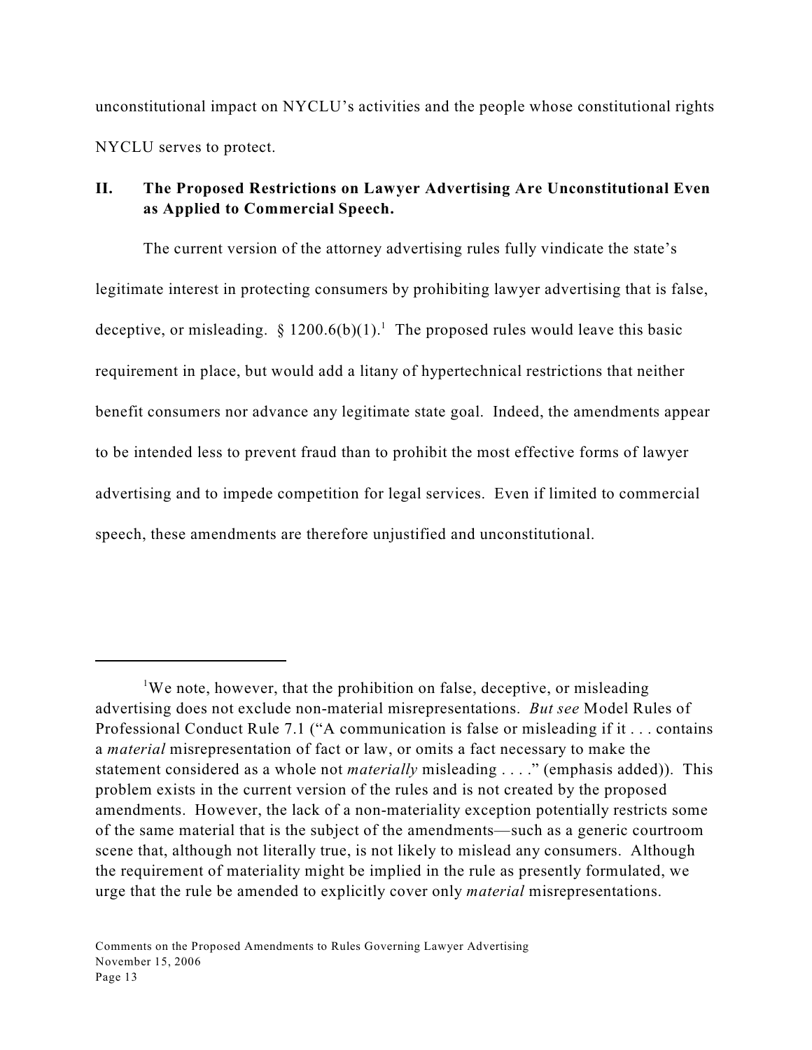unconstitutional impact on NYCLU's activities and the people whose constitutional rights NYCLU serves to protect.

## II. The Proposed Restrictions on Lawyer Advertising Are Unconstitutional Even as Applied to Commercial Speech.

The current version of the attorney advertising rules fully vindicate the state's legitimate interest in protecting consumers by prohibiting lawyer advertising that is false, deceptive, or misleading. § 1200.6(b)(1).[1] The proposed rules would leave this basic requirement in place, but would add a litany of hypertechnical restrictions that neither benefit consumers nor advance any legitimate state goal. Indeed, the amendments appear to be intended less to prevent fraud than to prohibit the most effective forms of lawyer advertising and to impede competition for legal services. Even if limited to commercial speech, these amendments are therefore unjustified and unconstitutional.

---

[1]We note, however, that the prohibition on false, deceptive, or misleading advertising does not exclude non-material misrepresentations. *But see* Model Rules of Professional Conduct Rule 7.1 ("A communication is false or misleading if it . . . contains a *material* misrepresentation of fact or law, or omits a fact necessary to make the statement considered as a whole not *materially* misleading . . . ." (emphasis added)). This problem exists in the current version of the rules and is not created by the proposed amendments. However, the lack of a non-materiality exception potentially restricts some of the same material that is the subject of the amendments—such as a generic courtroom scene that, although not literally true, is not likely to mislead any consumers. Although the requirement of materiality might be implied in the rule as presently formulated, we urge that the rule be amended to explicitly cover only *material* misrepresentations.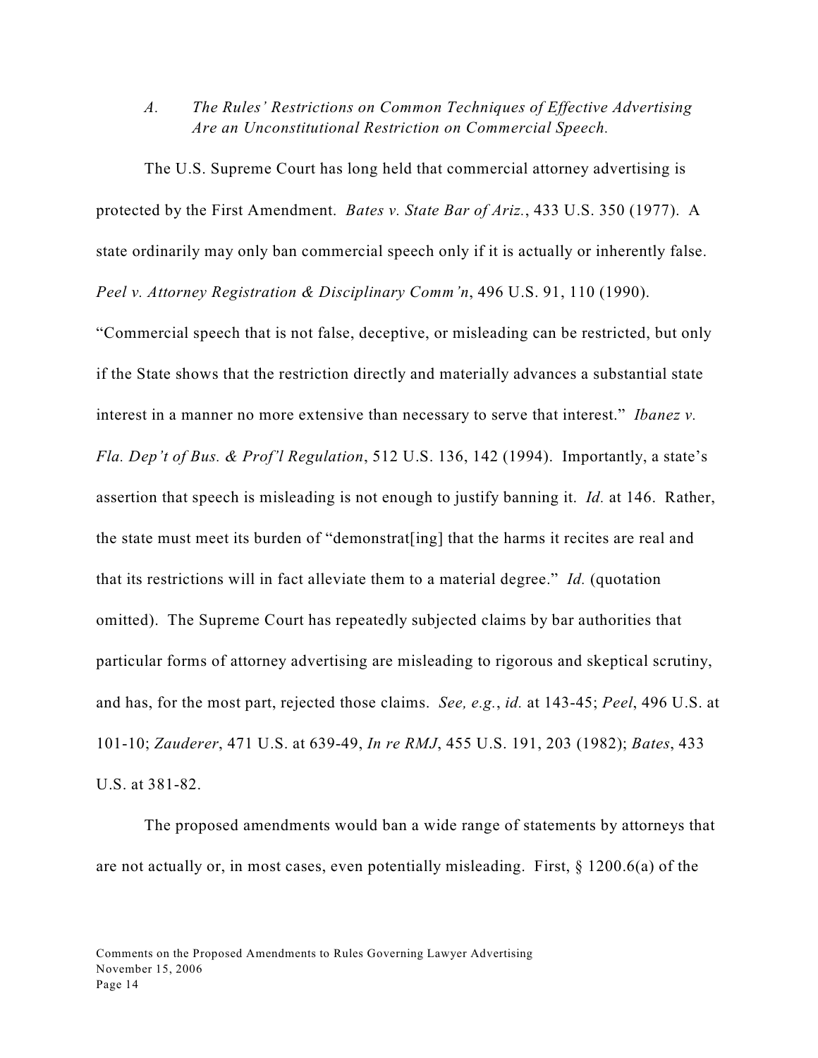### *A. The Rules' Restrictions on Common Techniques of Effective Advertising Are an Unconstitutional Restriction on Commercial Speech.*

The U.S. Supreme Court has long held that commercial attorney advertising is protected by the First Amendment. *Bates v. State Bar of Ariz.*, 433 U.S. 350 (1977). A state ordinarily may only ban commercial speech only if it is actually or inherently false. *Peel v. Attorney Registration & Disciplinary Comm'n*, 496 U.S. 91, 110 (1990). "Commercial speech that is not false, deceptive, or misleading can be restricted, but only if the State shows that the restriction directly and materially advances a substantial state interest in a manner no more extensive than necessary to serve that interest." *Ibanez v. Fla. Dep't of Bus. & Prof'l Regulation*, 512 U.S. 136, 142 (1994). Importantly, a state's assertion that speech is misleading is not enough to justify banning it. *Id.* at 146. Rather, the state must meet its burden of "demonstrat[ing] that the harms it recites are real and that its restrictions will in fact alleviate them to a material degree." *Id.* (quotation omitted). The Supreme Court has repeatedly subjected claims by bar authorities that particular forms of attorney advertising are misleading to rigorous and skeptical scrutiny, and has, for the most part, rejected those claims. *See, e.g.*, *id.* at 143-45; *Peel*, 496 U.S. at 101-10; *Zauderer*, 471 U.S. at 639-49, *In re RMJ*, 455 U.S. 191, 203 (1982); *Bates*, 433 U.S. at 381-82.

The proposed amendments would ban a wide range of statements by attorneys that are not actually or, in most cases, even potentially misleading. First, § 1200.6(a) of the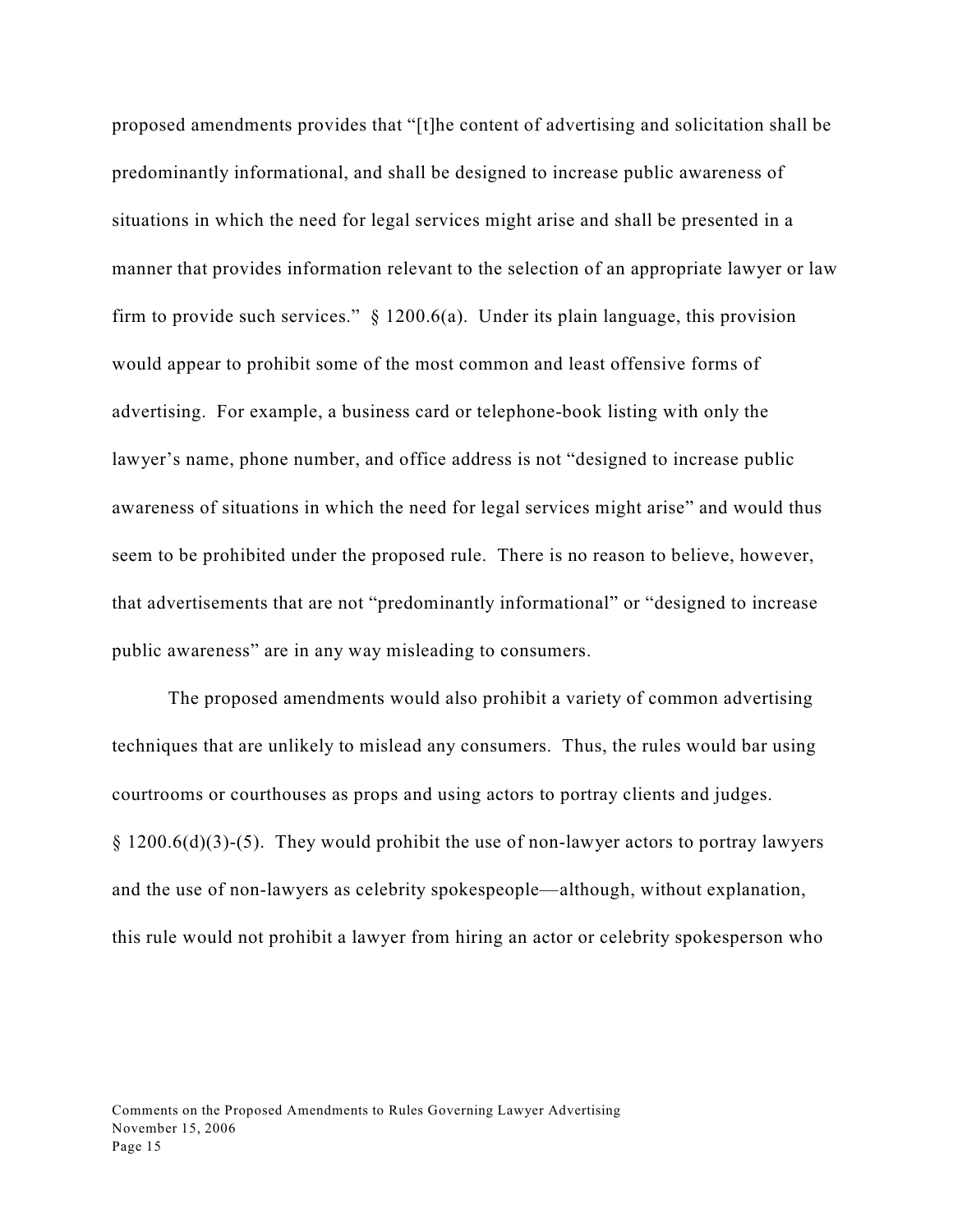proposed amendments provides that "[t]he content of advertising and solicitation shall be predominantly informational, and shall be designed to increase public awareness of situations in which the need for legal services might arise and shall be presented in a manner that provides information relevant to the selection of an appropriate lawyer or law firm to provide such services." § 1200.6(a). Under its plain language, this provision would appear to prohibit some of the most common and least offensive forms of advertising. For example, a business card or telephone-book listing with only the lawyer's name, phone number, and office address is not "designed to increase public awareness of situations in which the need for legal services might arise" and would thus seem to be prohibited under the proposed rule. There is no reason to believe, however, that advertisements that are not "predominantly informational" or "designed to increase public awareness" are in any way misleading to consumers.

The proposed amendments would also prohibit a variety of common advertising techniques that are unlikely to mislead any consumers. Thus, the rules would bar using courtrooms or courthouses as props and using actors to portray clients and judges. § 1200.6(d)(3)-(5). They would prohibit the use of non-lawyer actors to portray lawyers and the use of non-lawyers as celebrity spokespeople—although, without explanation, this rule would not prohibit a lawyer from hiring an actor or celebrity spokesperson who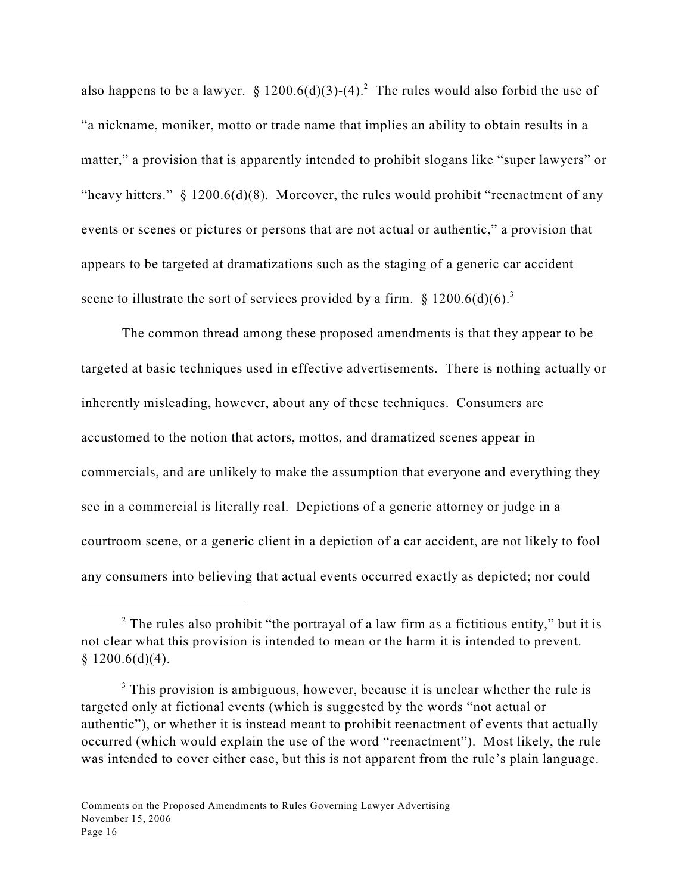also happens to be a lawyer. § 1200.6(d)(3)-(4).[2] The rules would also forbid the use of "a nickname, moniker, motto or trade name that implies an ability to obtain results in a matter," a provision that is apparently intended to prohibit slogans like "super lawyers" or "heavy hitters." § 1200.6(d)(8). Moreover, the rules would prohibit "reenactment of any events or scenes or pictures or persons that are not actual or authentic," a provision that appears to be targeted at dramatizations such as the staging of a generic car accident scene to illustrate the sort of services provided by a firm. § 1200.6(d)(6).[3]

The common thread among these proposed amendments is that they appear to be targeted at basic techniques used in effective advertisements. There is nothing actually or inherently misleading, however, about any of these techniques. Consumers are accustomed to the notion that actors, mottos, and dramatized scenes appear in commercials, and are unlikely to make the assumption that everyone and everything they see in a commercial is literally real. Depictions of a generic attorney or judge in a courtroom scene, or a generic client in a depiction of a car accident, are not likely to fool any consumers into believing that actual events occurred exactly as depicted; nor could

---

[2] The rules also prohibit "the portrayal of a law firm as a fictitious entity," but it is not clear what this provision is intended to mean or the harm it is intended to prevent. § 1200.6(d)(4).

[3] This provision is ambiguous, however, because it is unclear whether the rule is targeted only at fictional events (which is suggested by the words "not actual or authentic"), or whether it is instead meant to prohibit reenactment of events that actually occurred (which would explain the use of the word "reenactment"). Most likely, the rule was intended to cover either case, but this is not apparent from the rule's plain language.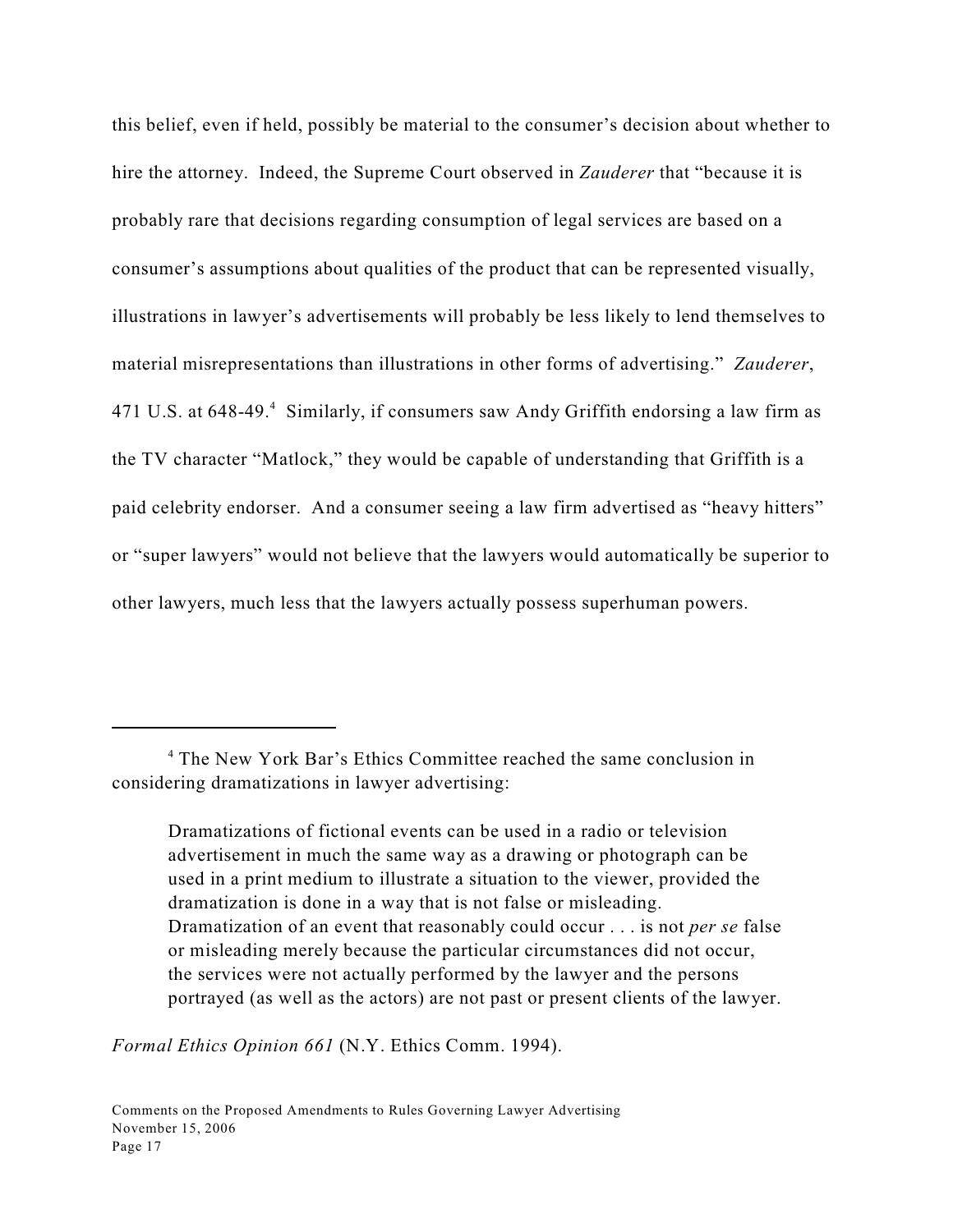this belief, even if held, possibly be material to the consumer's decision about whether to hire the attorney. Indeed, the Supreme Court observed in *Zauderer* that "because it is probably rare that decisions regarding consumption of legal services are based on a consumer's assumptions about qualities of the product that can be represented visually, illustrations in lawyer's advertisements will probably be less likely to lend themselves to material misrepresentations than illustrations in other forms of advertising." *Zauderer*, 471 U.S. at 648-49.[4] Similarly, if consumers saw Andy Griffith endorsing a law firm as the TV character "Matlock," they would be capable of understanding that Griffith is a paid celebrity endorser. And a consumer seeing a law firm advertised as "heavy hitters" or "super lawyers" would not believe that the lawyers would automatically be superior to other lawyers, much less that the lawyers actually possess superhuman powers.

---

[4] The New York Bar's Ethics Committee reached the same conclusion in considering dramatizations in lawyer advertising:

> Dramatizations of fictional events can be used in a radio or television advertisement in much the same way as a drawing or photograph can be used in a print medium to illustrate a situation to the viewer, provided the dramatization is done in a way that is not false or misleading. Dramatization of an event that reasonably could occur . . . is not *per se* false or misleading merely because the particular circumstances did not occur, the services were not actually performed by the lawyer and the persons portrayed (as well as the actors) are not past or present clients of the lawyer.

*Formal Ethics Opinion 661* (N.Y. Ethics Comm. 1994).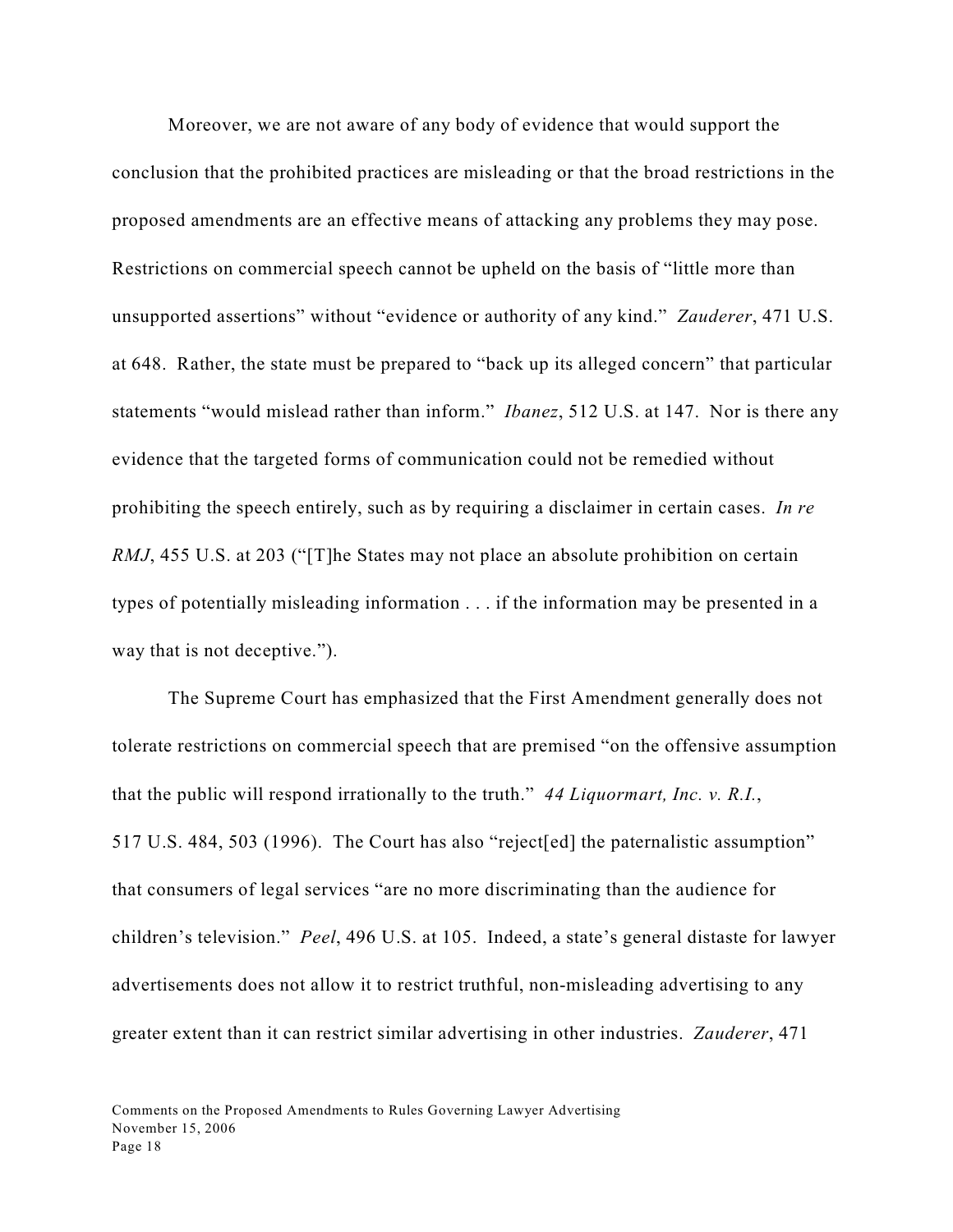Moreover, we are not aware of any body of evidence that would support the conclusion that the prohibited practices are misleading or that the broad restrictions in the proposed amendments are an effective means of attacking any problems they may pose. Restrictions on commercial speech cannot be upheld on the basis of "little more than unsupported assertions" without "evidence or authority of any kind." *Zauderer*, 471 U.S. at 648. Rather, the state must be prepared to "back up its alleged concern" that particular statements "would mislead rather than inform." *Ibanez*, 512 U.S. at 147. Nor is there any evidence that the targeted forms of communication could not be remedied without prohibiting the speech entirely, such as by requiring a disclaimer in certain cases. *In re RMJ*, 455 U.S. at 203 ("[T]he States may not place an absolute prohibition on certain types of potentially misleading information . . . if the information may be presented in a way that is not deceptive.").

The Supreme Court has emphasized that the First Amendment generally does not tolerate restrictions on commercial speech that are premised "on the offensive assumption that the public will respond irrationally to the truth." *44 Liquormart, Inc. v. R.I.*, 517 U.S. 484, 503 (1996). The Court has also "reject[ed] the paternalistic assumption" that consumers of legal services "are no more discriminating than the audience for children's television." *Peel*, 496 U.S. at 105. Indeed, a state's general distaste for lawyer advertisements does not allow it to restrict truthful, non-misleading advertising to any greater extent than it can restrict similar advertising in other industries. *Zauderer*, 471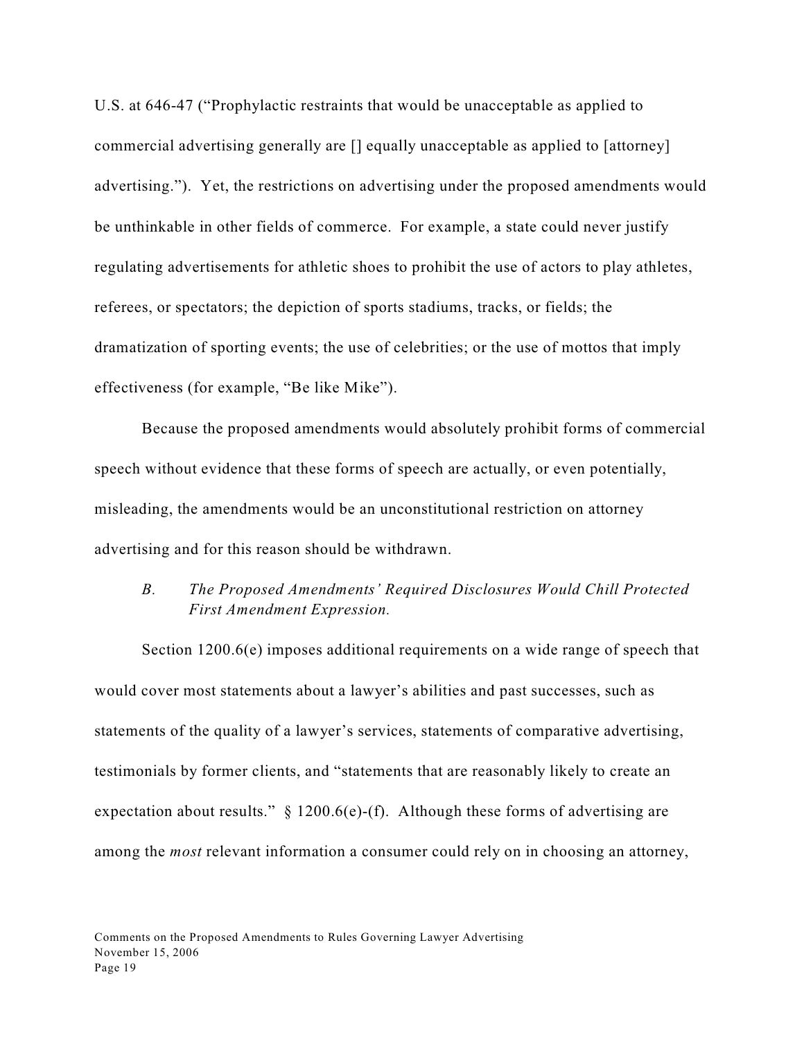U.S. at 646-47 ("Prophylactic restraints that would be unacceptable as applied to commercial advertising generally are [] equally unacceptable as applied to [attorney] advertising."). Yet, the restrictions on advertising under the proposed amendments would be unthinkable in other fields of commerce. For example, a state could never justify regulating advertisements for athletic shoes to prohibit the use of actors to play athletes, referees, or spectators; the depiction of sports stadiums, tracks, or fields; the dramatization of sporting events; the use of celebrities; or the use of mottos that imply effectiveness (for example, "Be like Mike").

Because the proposed amendments would absolutely prohibit forms of commercial speech without evidence that these forms of speech are actually, or even potentially, misleading, the amendments would be an unconstitutional restriction on attorney advertising and for this reason should be withdrawn.

*B. The Proposed Amendments' Required Disclosures Would Chill Protected First Amendment Expression.*

Section 1200.6(e) imposes additional requirements on a wide range of speech that would cover most statements about a lawyer's abilities and past successes, such as statements of the quality of a lawyer's services, statements of comparative advertising, testimonials by former clients, and "statements that are reasonably likely to create an expectation about results." § 1200.6(e)-(f). Although these forms of advertising are among the *most* relevant information a consumer could rely on in choosing an attorney,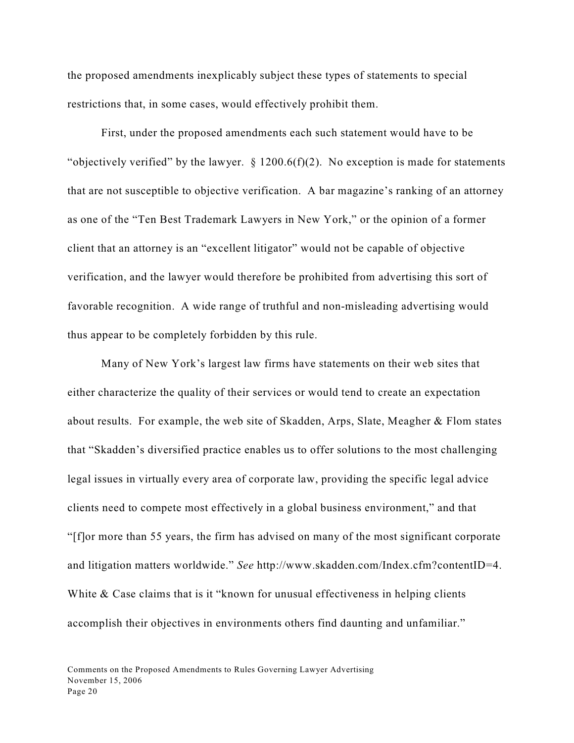the proposed amendments inexplicably subject these types of statements to special restrictions that, in some cases, would effectively prohibit them.

First, under the proposed amendments each such statement would have to be "objectively verified" by the lawyer. § 1200.6(f)(2). No exception is made for statements that are not susceptible to objective verification. A bar magazine's ranking of an attorney as one of the "Ten Best Trademark Lawyers in New York," or the opinion of a former client that an attorney is an "excellent litigator" would not be capable of objective verification, and the lawyer would therefore be prohibited from advertising this sort of favorable recognition. A wide range of truthful and non-misleading advertising would thus appear to be completely forbidden by this rule.

Many of New York's largest law firms have statements on their web sites that either characterize the quality of their services or would tend to create an expectation about results. For example, the web site of Skadden, Arps, Slate, Meagher & Flom states that "Skadden's diversified practice enables us to offer solutions to the most challenging legal issues in virtually every area of corporate law, providing the specific legal advice clients need to compete most effectively in a global business environment," and that "[f]or more than 55 years, the firm has advised on many of the most significant corporate and litigation matters worldwide." *See* http://www.skadden.com/Index.cfm?contentID=4. White & Case claims that is it "known for unusual effectiveness in helping clients accomplish their objectives in environments others find daunting and unfamiliar."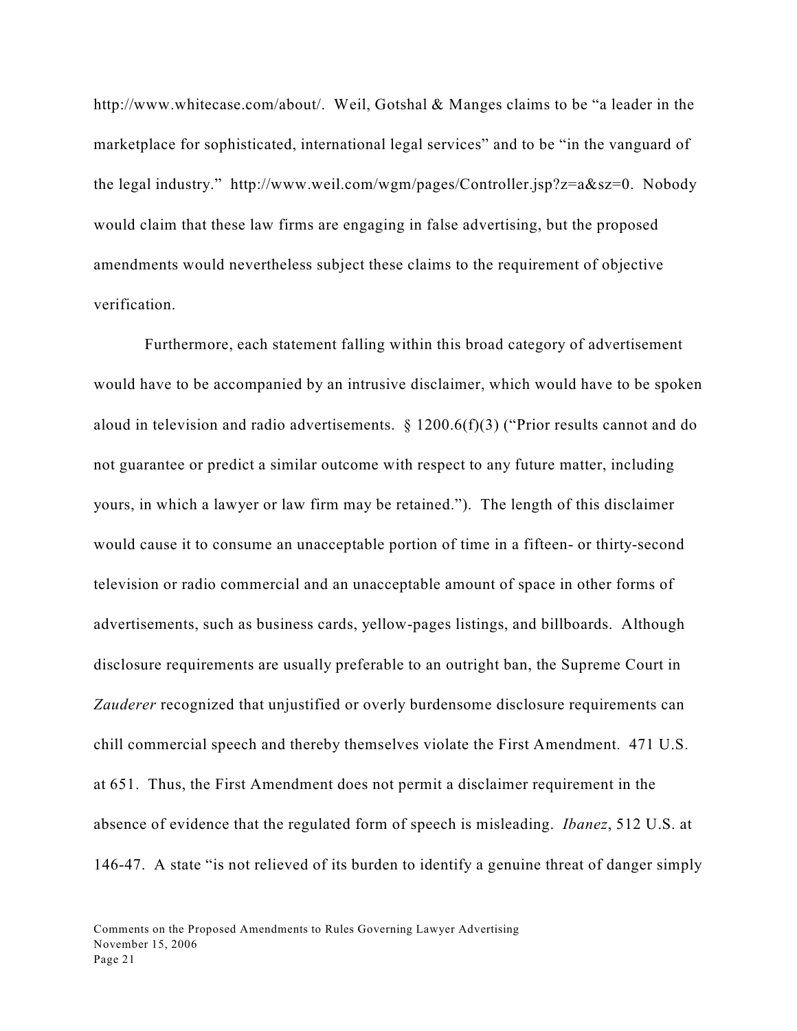http://www.whitecase.com/about/. Weil, Gotshal & Manges claims to be "a leader in the marketplace for sophisticated, international legal services" and to be "in the vanguard of the legal industry." http://www.weil.com/wgm/pages/Controller.jsp?z=a&sz=0. Nobody would claim that these law firms are engaging in false advertising, but the proposed amendments would nevertheless subject these claims to the requirement of objective verification.

Furthermore, each statement falling within this broad category of advertisement would have to be accompanied by an intrusive disclaimer, which would have to be spoken aloud in television and radio advertisements. § 1200.6(f)(3) ("Prior results cannot and do not guarantee or predict a similar outcome with respect to any future matter, including yours, in which a lawyer or law firm may be retained."). The length of this disclaimer would cause it to consume an unacceptable portion of time in a fifteen- or thirty-second television or radio commercial and an unacceptable amount of space in other forms of advertisements, such as business cards, yellow-pages listings, and billboards. Although disclosure requirements are usually preferable to an outright ban, the Supreme Court in *Zauderer* recognized that unjustified or overly burdensome disclosure requirements can chill commercial speech and thereby themselves violate the First Amendment. 471 U.S. at 651. Thus, the First Amendment does not permit a disclaimer requirement in the absence of evidence that the regulated form of speech is misleading. *Ibanez*, 512 U.S. at 146-47. A state "is not relieved of its burden to identify a genuine threat of danger simply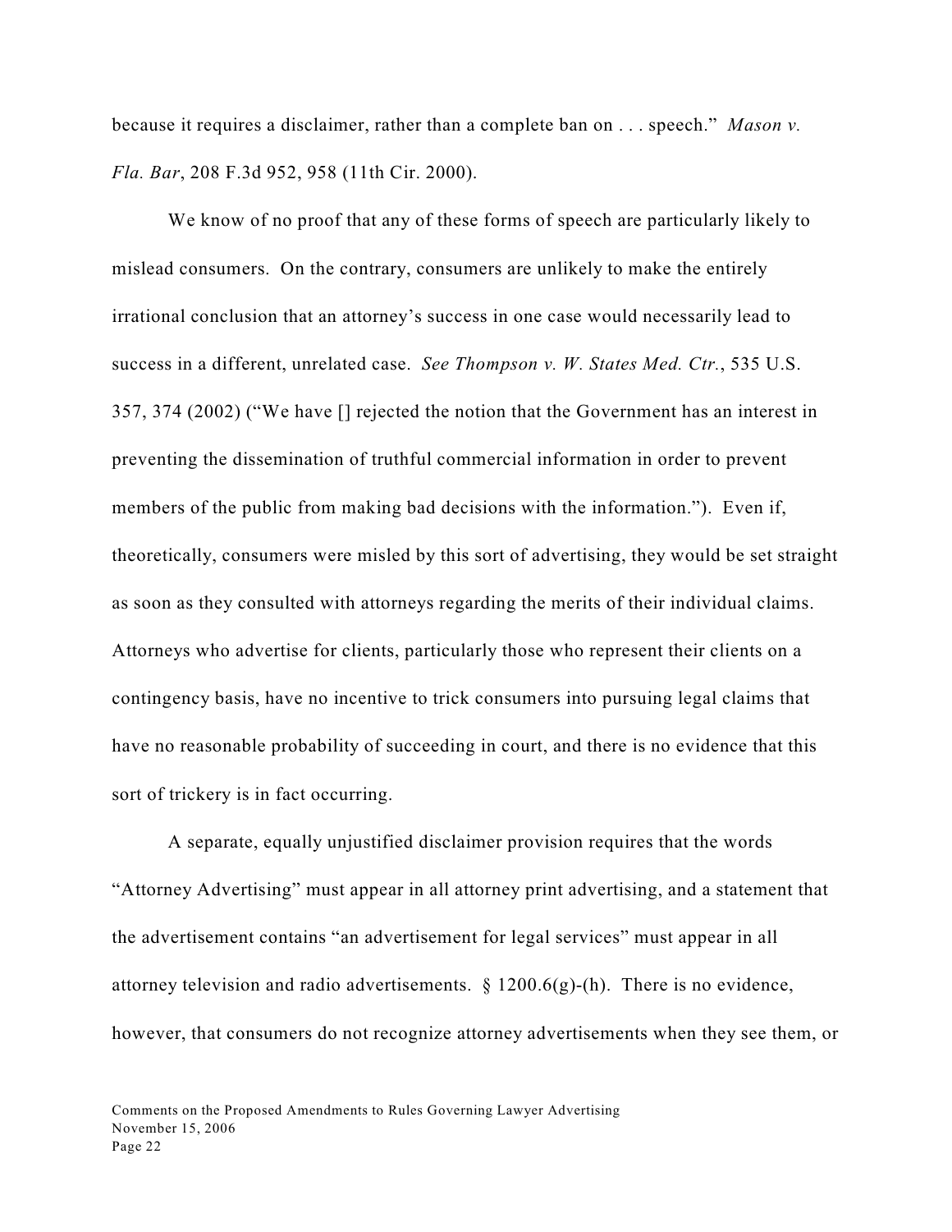because it requires a disclaimer, rather than a complete ban on . . . speech." *Mason v. Fla. Bar*, 208 F.3d 952, 958 (11th Cir. 2000).

We know of no proof that any of these forms of speech are particularly likely to mislead consumers. On the contrary, consumers are unlikely to make the entirely irrational conclusion that an attorney's success in one case would necessarily lead to success in a different, unrelated case. *See Thompson v. W. States Med. Ctr.*, 535 U.S. 357, 374 (2002) ("We have [] rejected the notion that the Government has an interest in preventing the dissemination of truthful commercial information in order to prevent members of the public from making bad decisions with the information."). Even if, theoretically, consumers were misled by this sort of advertising, they would be set straight as soon as they consulted with attorneys regarding the merits of their individual claims. Attorneys who advertise for clients, particularly those who represent their clients on a contingency basis, have no incentive to trick consumers into pursuing legal claims that have no reasonable probability of succeeding in court, and there is no evidence that this sort of trickery is in fact occurring.

A separate, equally unjustified disclaimer provision requires that the words "Attorney Advertising" must appear in all attorney print advertising, and a statement that the advertisement contains "an advertisement for legal services" must appear in all attorney television and radio advertisements. § 1200.6(g)-(h). There is no evidence, however, that consumers do not recognize attorney advertisements when they see them, or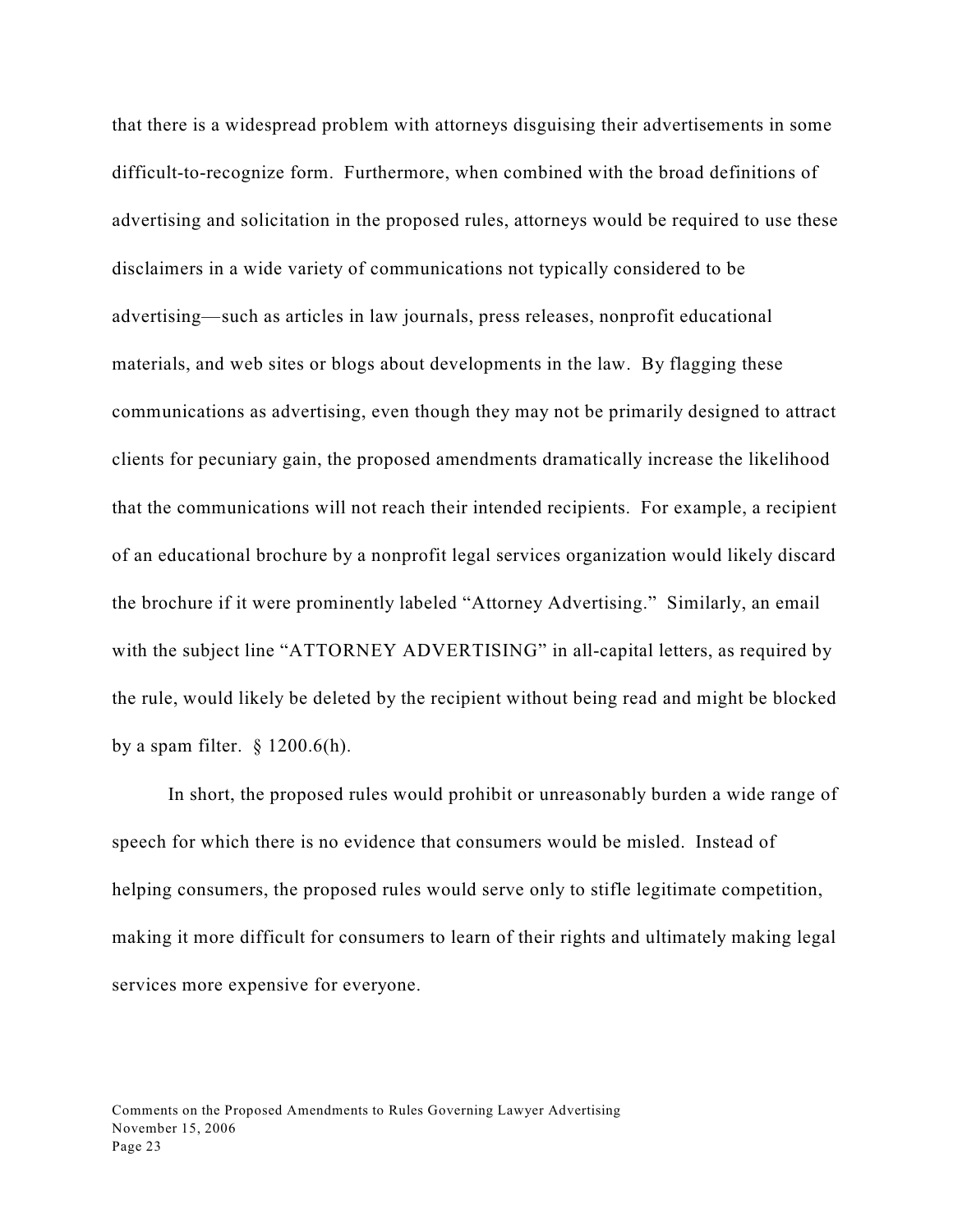that there is a widespread problem with attorneys disguising their advertisements in some difficult-to-recognize form. Furthermore, when combined with the broad definitions of advertising and solicitation in the proposed rules, attorneys would be required to use these disclaimers in a wide variety of communications not typically considered to be advertising—such as articles in law journals, press releases, nonprofit educational materials, and web sites or blogs about developments in the law. By flagging these communications as advertising, even though they may not be primarily designed to attract clients for pecuniary gain, the proposed amendments dramatically increase the likelihood that the communications will not reach their intended recipients. For example, a recipient of an educational brochure by a nonprofit legal services organization would likely discard the brochure if it were prominently labeled "Attorney Advertising." Similarly, an email with the subject line "ATTORNEY ADVERTISING" in all-capital letters, as required by the rule, would likely be deleted by the recipient without being read and might be blocked by a spam filter. § 1200.6(h).

In short, the proposed rules would prohibit or unreasonably burden a wide range of speech for which there is no evidence that consumers would be misled. Instead of helping consumers, the proposed rules would serve only to stifle legitimate competition, making it more difficult for consumers to learn of their rights and ultimately making legal services more expensive for everyone.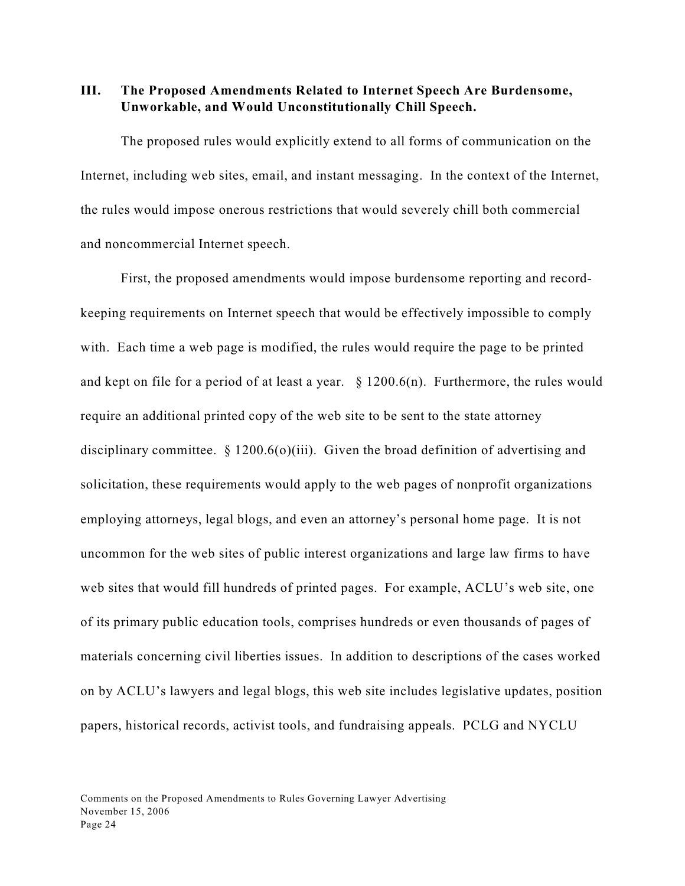## III. The Proposed Amendments Related to Internet Speech Are Burdensome, Unworkable, and Would Unconstitutionally Chill Speech.

The proposed rules would explicitly extend to all forms of communication on the Internet, including web sites, email, and instant messaging. In the context of the Internet, the rules would impose onerous restrictions that would severely chill both commercial and noncommercial Internet speech.

First, the proposed amendments would impose burdensome reporting and record-keeping requirements on Internet speech that would be effectively impossible to comply with. Each time a web page is modified, the rules would require the page to be printed and kept on file for a period of at least a year. § 1200.6(n). Furthermore, the rules would require an additional printed copy of the web site to be sent to the state attorney disciplinary committee. § 1200.6(o)(iii). Given the broad definition of advertising and solicitation, these requirements would apply to the web pages of nonprofit organizations employing attorneys, legal blogs, and even an attorney's personal home page. It is not uncommon for the web sites of public interest organizations and large law firms to have web sites that would fill hundreds of printed pages. For example, ACLU's web site, one of its primary public education tools, comprises hundreds or even thousands of pages of materials concerning civil liberties issues. In addition to descriptions of the cases worked on by ACLU's lawyers and legal blogs, this web site includes legislative updates, position papers, historical records, activist tools, and fundraising appeals. PCLG and NYCLU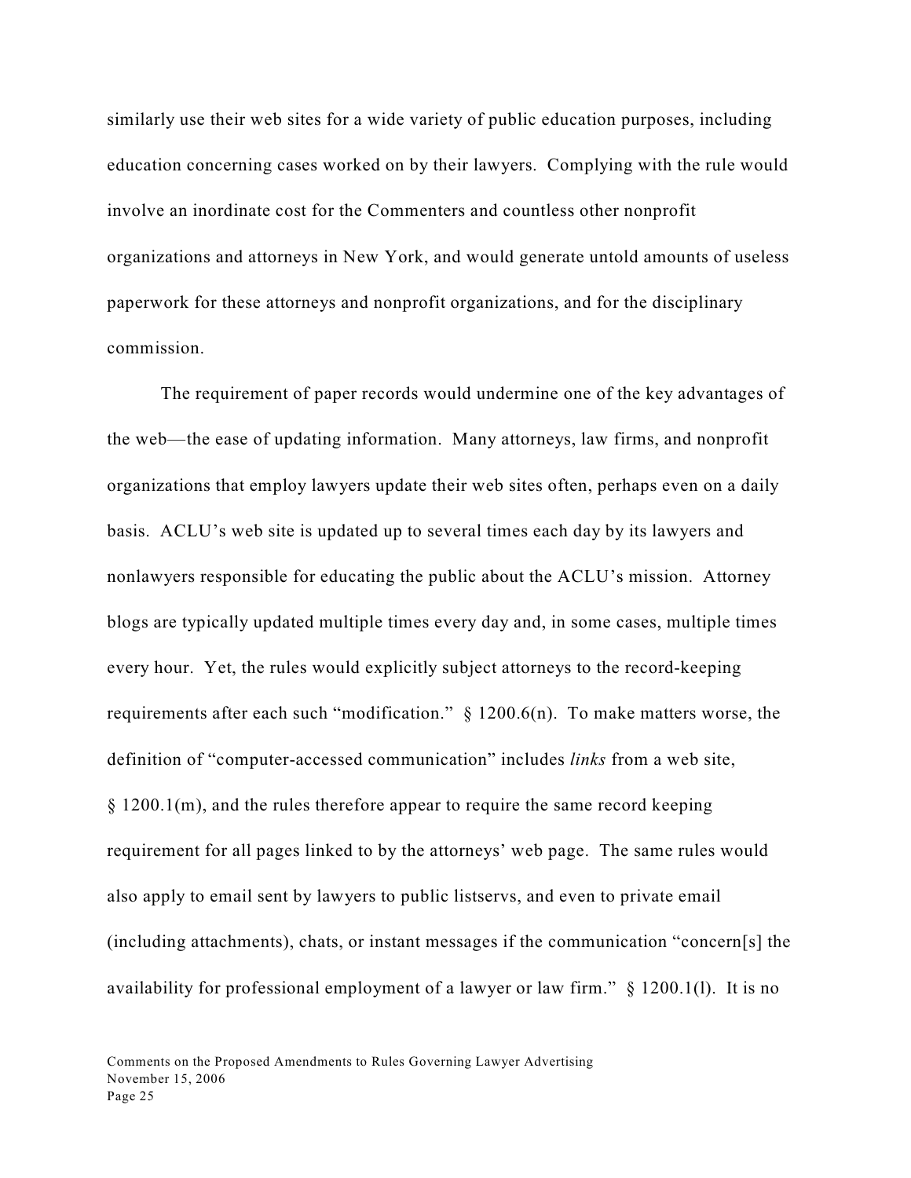similarly use their web sites for a wide variety of public education purposes, including education concerning cases worked on by their lawyers. Complying with the rule would involve an inordinate cost for the Commenters and countless other nonprofit organizations and attorneys in New York, and would generate untold amounts of useless paperwork for these attorneys and nonprofit organizations, and for the disciplinary commission.

The requirement of paper records would undermine one of the key advantages of the web—the ease of updating information. Many attorneys, law firms, and nonprofit organizations that employ lawyers update their web sites often, perhaps even on a daily basis. ACLU's web site is updated up to several times each day by its lawyers and nonlawyers responsible for educating the public about the ACLU's mission. Attorney blogs are typically updated multiple times every day and, in some cases, multiple times every hour. Yet, the rules would explicitly subject attorneys to the record-keeping requirements after each such "modification." § 1200.6(n). To make matters worse, the definition of "computer-accessed communication" includes *links* from a web site, § 1200.1(m), and the rules therefore appear to require the same record keeping requirement for all pages linked to by the attorneys' web page. The same rules would also apply to email sent by lawyers to public listservs, and even to private email (including attachments), chats, or instant messages if the communication "concern[s] the availability for professional employment of a lawyer or law firm." § 1200.1(l). It is no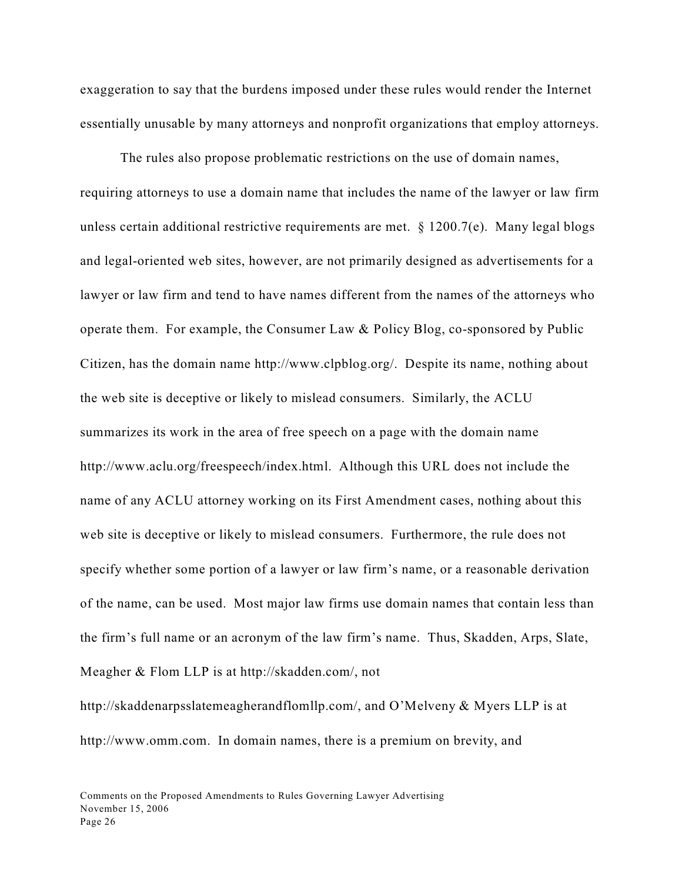exaggeration to say that the burdens imposed under these rules would render the Internet essentially unusable by many attorneys and nonprofit organizations that employ attorneys.

The rules also propose problematic restrictions on the use of domain names, requiring attorneys to use a domain name that includes the name of the lawyer or law firm unless certain additional restrictive requirements are met. § 1200.7(e). Many legal blogs and legal-oriented web sites, however, are not primarily designed as advertisements for a lawyer or law firm and tend to have names different from the names of the attorneys who operate them. For example, the Consumer Law & Policy Blog, co-sponsored by Public Citizen, has the domain name http://www.clpblog.org/. Despite its name, nothing about the web site is deceptive or likely to mislead consumers. Similarly, the ACLU summarizes its work in the area of free speech on a page with the domain name http://www.aclu.org/freespeech/index.html. Although this URL does not include the name of any ACLU attorney working on its First Amendment cases, nothing about this web site is deceptive or likely to mislead consumers. Furthermore, the rule does not specify whether some portion of a lawyer or law firm's name, or a reasonable derivation of the name, can be used. Most major law firms use domain names that contain less than the firm's full name or an acronym of the law firm's name. Thus, Skadden, Arps, Slate, Meagher & Flom LLP is at http://skadden.com/, not http://skaddenarpsslatemeagherandflomllp.com/, and O'Melveny & Myers LLP is at http://www.omm.com. In domain names, there is a premium on brevity, and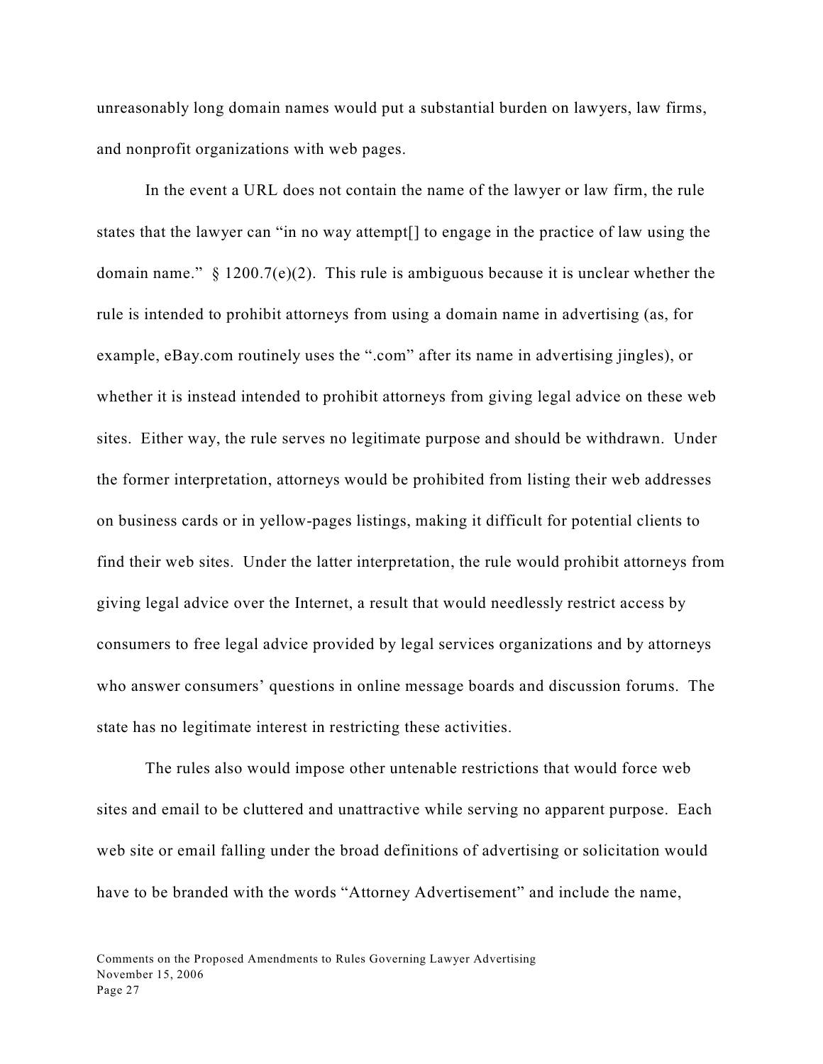unreasonably long domain names would put a substantial burden on lawyers, law firms, and nonprofit organizations with web pages.

In the event a URL does not contain the name of the lawyer or law firm, the rule states that the lawyer can "in no way attempt[] to engage in the practice of law using the domain name." § 1200.7(e)(2). This rule is ambiguous because it is unclear whether the rule is intended to prohibit attorneys from using a domain name in advertising (as, for example, eBay.com routinely uses the ".com" after its name in advertising jingles), or whether it is instead intended to prohibit attorneys from giving legal advice on these web sites. Either way, the rule serves no legitimate purpose and should be withdrawn. Under the former interpretation, attorneys would be prohibited from listing their web addresses on business cards or in yellow-pages listings, making it difficult for potential clients to find their web sites. Under the latter interpretation, the rule would prohibit attorneys from giving legal advice over the Internet, a result that would needlessly restrict access by consumers to free legal advice provided by legal services organizations and by attorneys who answer consumers' questions in online message boards and discussion forums. The state has no legitimate interest in restricting these activities.

The rules also would impose other untenable restrictions that would force web sites and email to be cluttered and unattractive while serving no apparent purpose. Each web site or email falling under the broad definitions of advertising or solicitation would have to be branded with the words "Attorney Advertisement" and include the name,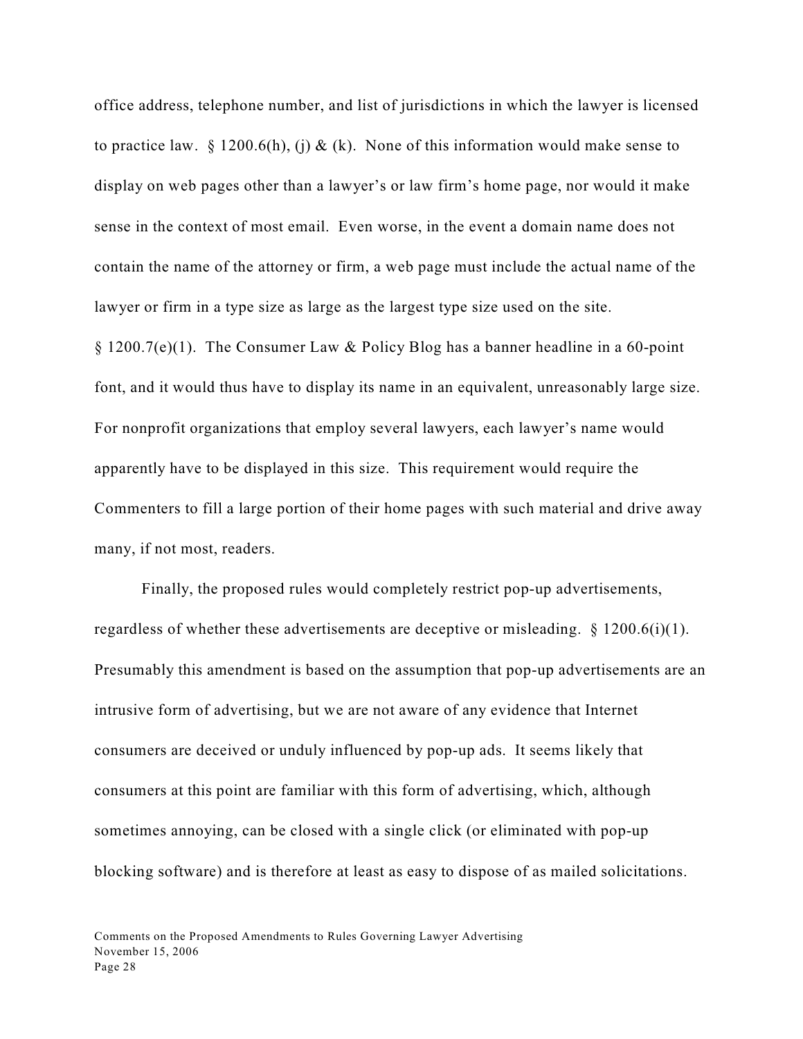office address, telephone number, and list of jurisdictions in which the lawyer is licensed to practice law. § 1200.6(h), (j) & (k). None of this information would make sense to display on web pages other than a lawyer's or law firm's home page, nor would it make sense in the context of most email. Even worse, in the event a domain name does not contain the name of the attorney or firm, a web page must include the actual name of the lawyer or firm in a type size as large as the largest type size used on the site. § 1200.7(e)(1). The Consumer Law & Policy Blog has a banner headline in a 60-point font, and it would thus have to display its name in an equivalent, unreasonably large size. For nonprofit organizations that employ several lawyers, each lawyer's name would apparently have to be displayed in this size. This requirement would require the Commenters to fill a large portion of their home pages with such material and drive away many, if not most, readers.

Finally, the proposed rules would completely restrict pop-up advertisements, regardless of whether these advertisements are deceptive or misleading. § 1200.6(i)(1). Presumably this amendment is based on the assumption that pop-up advertisements are an intrusive form of advertising, but we are not aware of any evidence that Internet consumers are deceived or unduly influenced by pop-up ads. It seems likely that consumers at this point are familiar with this form of advertising, which, although sometimes annoying, can be closed with a single click (or eliminated with pop-up blocking software) and is therefore at least as easy to dispose of as mailed solicitations.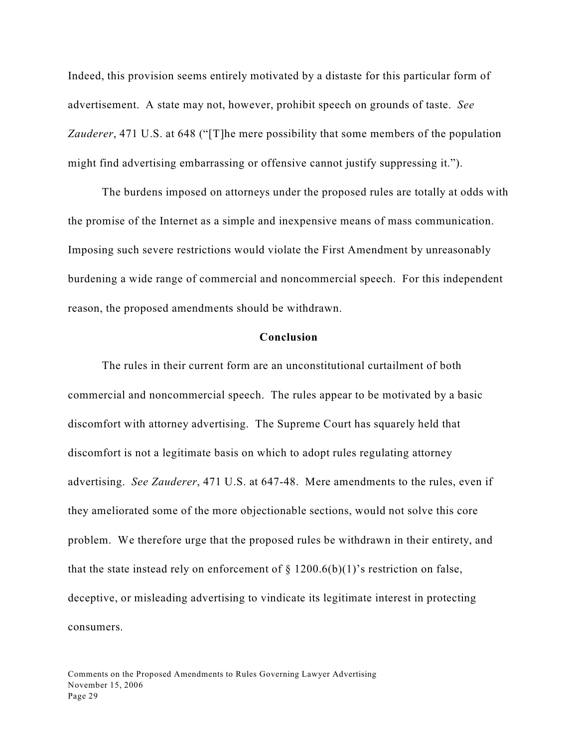Indeed, this provision seems entirely motivated by a distaste for this particular form of advertisement. A state may not, however, prohibit speech on grounds of taste. *See Zauderer*, 471 U.S. at 648 ("[T]he mere possibility that some members of the population might find advertising embarrassing or offensive cannot justify suppressing it.").

The burdens imposed on attorneys under the proposed rules are totally at odds with the promise of the Internet as a simple and inexpensive means of mass communication. Imposing such severe restrictions would violate the First Amendment by unreasonably burdening a wide range of commercial and noncommercial speech. For this independent reason, the proposed amendments should be withdrawn.

**Conclusion**

The rules in their current form are an unconstitutional curtailment of both commercial and noncommercial speech. The rules appear to be motivated by a basic discomfort with attorney advertising. The Supreme Court has squarely held that discomfort is not a legitimate basis on which to adopt rules regulating attorney advertising. *See Zauderer*, 471 U.S. at 647-48. Mere amendments to the rules, even if they ameliorated some of the more objectionable sections, would not solve this core problem. We therefore urge that the proposed rules be withdrawn in their entirety, and that the state instead rely on enforcement of § 1200.6(b)(1)'s restriction on false, deceptive, or misleading advertising to vindicate its legitimate interest in protecting consumers.